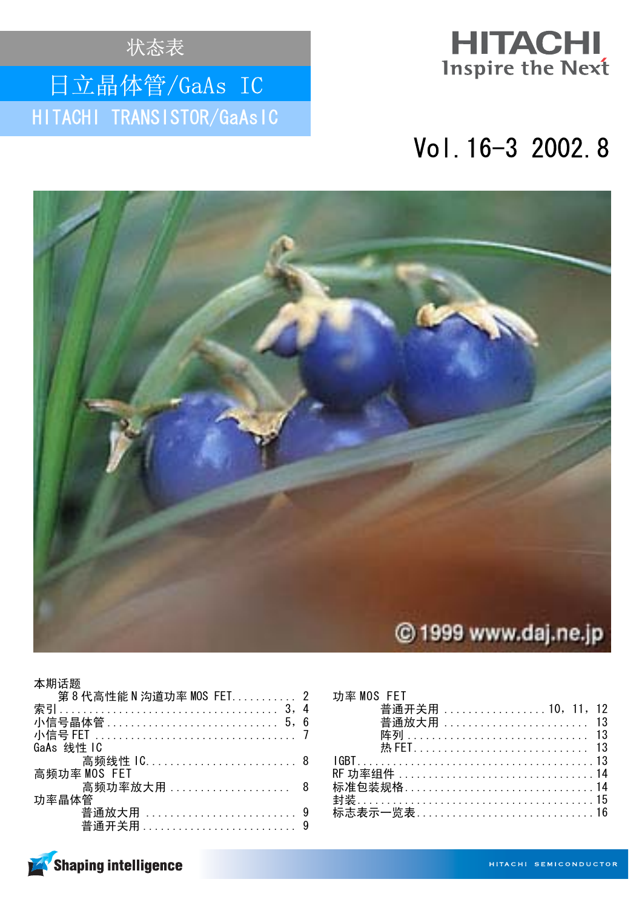状态表

# 日立晶体管/GaAs IC

HITACHI TRANSISTOR/GaAs IC

HITACHI
Inspire the Next

Vol.16-3 2002.8

©1999 www.daj.ne.jp

本期话题
- 第 8 代高性能 N 沟道功率 MOS FET........... 2

索引...................................... 3，4

小信号晶体管............................... 5，6

小信号 FET................................. 7

GaAs 线性 IC
- 高频线性 IC........................... 8

高频功率 MOS FET
- 高频功率放大用...................... 8

功率晶体管
- 普通放大用............................ 9
- 普通开关用............................ 9

功率 MOS FET
- 普通开关用.................. 10，11，12
- 普通放大用............................ 13
- 阵列................................. 13
- 热 FET............................... 13

IGBT...................................... 13

RF 功率组件............................... 14

标准包装规格.............................. 14

封装...................................... 15

标志表示一览表............................ 16

Shaping intelligence

HITACHI SEMICONDUCTOR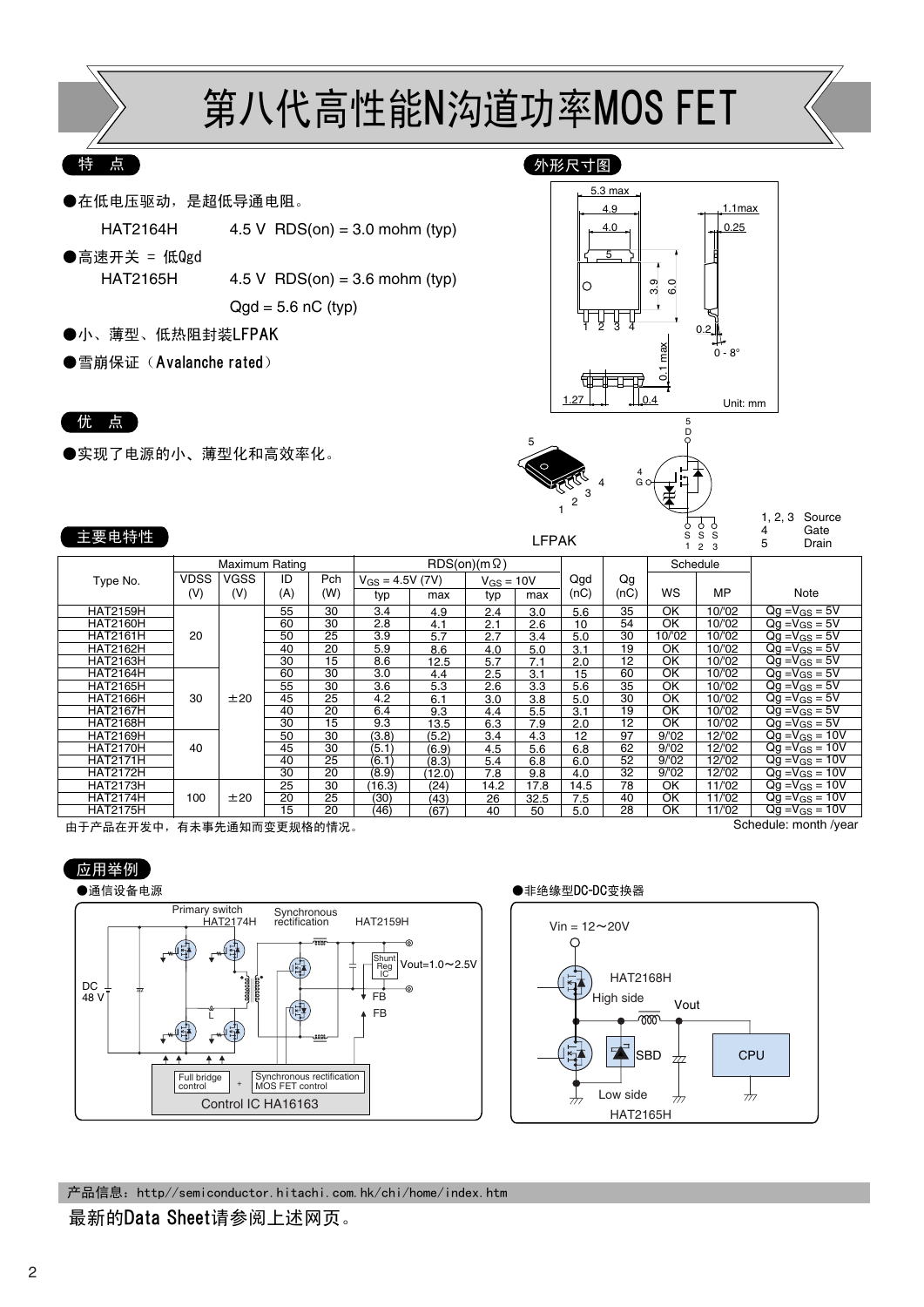# 第八代高性能N沟道功率MOS FET

## 特 点

●在低电压驱动，是超低导通电阻。

HAT2164H　　4.5 V　RDS(on) = 3.0 mohm (typ)

●高速开关 = 低Qgd

HAT2165H　　4.5 V　RDS(on) = 3.6 mohm (typ)

Qgd = 5.6 nC (typ)

●小、薄型、低热阻封装LFPAK

●雪崩保证（Avalanche rated）

## 外形尺寸图

5.3 max　4.9　4.0　1.1max　0.25　3.9　6.0　0.2　0 - 8°　0.1 max　1.27　0.4　Unit: mm

LFPAK

1, 2, 3　Source
4　Gate
5　Drain

## 优 点

●实现了电源的小、薄型化和高效率化。

## 主要电特性

| Type No. | Maximum Rating | | | | RDS(on)(mΩ) | | | | Qgd | Qg | Schedule | | Note |
|---|---|---|---|---|---|---|---|---|---|---|---|---|---|
| | VDSS (V) | VGSS (V) | ID (A) | Pch (W) | $V_{GS}$ = 4.5V (7V) typ | max | $V_{GS}$ = 10V typ | max | (nC) | (nC) | WS | MP | |
| HAT2159H | 20 | ±20 | 55 | 30 | 3.4 | 4.9 | 2.4 | 3.0 | 5.6 | 35 | OK | 10/'02 | Qg =$V_{GS}$ = 5V |
| HAT2160H | | | 60 | 30 | 2.8 | 4.1 | 2.1 | 2.6 | 10 | 54 | OK | 10/'02 | Qg =$V_{GS}$ = 5V |
| HAT2161H | | | 50 | 25 | 3.9 | 5.7 | 2.7 | 3.4 | 5.0 | 30 | 10/'02 | 10/'02 | Qg =$V_{GS}$ = 5V |
| HAT2162H | | | 40 | 20 | 5.9 | 8.6 | 4.0 | 5.0 | 3.1 | 19 | OK | 10/'02 | Qg =$V_{GS}$ = 5V |
| HAT2163H | | | 30 | 15 | 8.6 | 12.5 | 5.7 | 7.1 | 2.0 | 12 | OK | 10/'02 | Qg =$V_{GS}$ = 5V |
| HAT2164H | 30 | | 60 | 30 | 3.0 | 4.4 | 2.5 | 3.1 | 15 | 60 | OK | 10/'02 | Qg =$V_{GS}$ = 5V |
| HAT2165H | | | 55 | 30 | 3.6 | 5.3 | 2.6 | 3.3 | 5.6 | 35 | OK | 10/'02 | Qg =$V_{GS}$ = 5V |
| HAT2166H | | | 45 | 25 | 4.2 | 6.1 | 3.0 | 3.8 | 5.0 | 30 | OK | 10/'02 | Qg =$V_{GS}$ = 5V |
| HAT2167H | | | 40 | 20 | 6.4 | 9.3 | 4.4 | 5.5 | 3.1 | 19 | OK | 10/'02 | Qg =$V_{GS}$ = 5V |
| HAT2168H | | | 30 | 15 | 9.3 | 13.5 | 6.3 | 7.9 | 2.0 | 12 | OK | 10/'02 | Qg =$V_{GS}$ = 5V |
| HAT2169H | 40 | | 50 | 30 | (3.8) | (5.2) | 3.4 | 4.3 | 12 | 97 | 9/'02 | 12/'02 | Qg =$V_{GS}$ = 10V |
| HAT2170H | | | 45 | 30 | (5.1) | (6.9) | 4.5 | 5.6 | 6.8 | 62 | 9/'02 | 12/'02 | Qg =$V_{GS}$ = 10V |
| HAT2171H | | | 40 | 25 | (6.1) | (8.3) | 5.4 | 6.8 | 6.0 | 52 | 9/'02 | 12/'02 | Qg =$V_{GS}$ = 10V |
| HAT2172H | | | 30 | 20 | (8.9) | (12.0) | 7.8 | 9.8 | 4.0 | 32 | 9/'02 | 12/'02 | Qg =$V_{GS}$ = 10V |
| HAT2173H | 100 | ±20 | 25 | 30 | (16.3) | (24) | 14.2 | 17.8 | 14.5 | 78 | OK | 11/'02 | Qg =$V_{GS}$ = 10V |
| HAT2174H | | | 20 | 25 | (30) | (43) | 26 | 32.5 | 7.5 | 40 | OK | 11/'02 | Qg =$V_{GS}$ = 10V |
| HAT2175H | | | 15 | 20 | (46) | (67) | 40 | 50 | 5.0 | 28 | OK | 11/'02 | Qg =$V_{GS}$ = 10V |

由于产品在开发中，有未事先通知而变更规格的情况。

Schedule: month /year

## 应用举例

●通信设备电源

Primary switch HAT2174H　Synchronous rectification HAT2159H　DC 48 V　Shunt Reg IC　Vout=1.0～2.5V　FB　Full bridge control + Synchronous rectification MOS FET control　Control IC HA16163

●非绝缘型DC-DC变换器

Vin = 12～20V　HAT2168H High side　Vout　SBD　CPU　Low side HAT2165H

产品信息：http//semiconductor.hitachi.com.hk/chi/home/index.htm

最新的Data Sheet请参阅上述网页。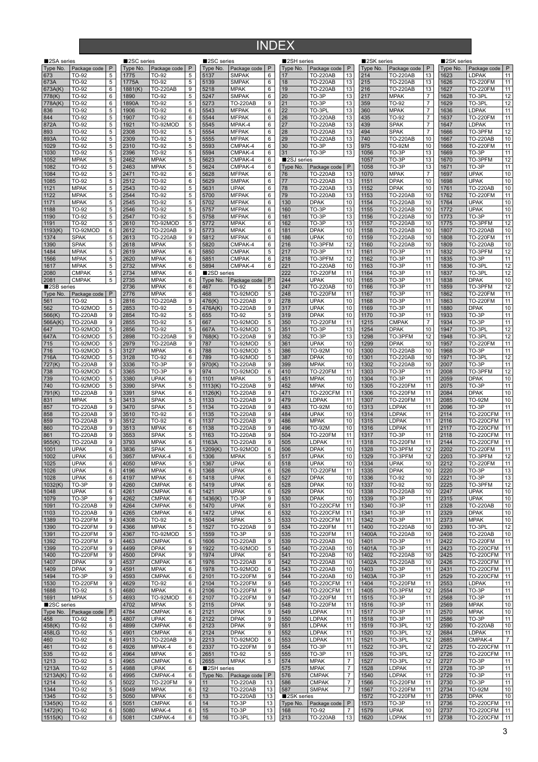# INDEX

## ■2SA series

| Type No. | Package code | P |
|---|---|---|
| 673 | TO-92 | 5 |
| 673A | TO-92 | 5 |
| 673A(K) | TO-92 | 6 |
| 778(K) | TO-92 | 6 |
| 778A(K) | TO-92 | 6 |
| 836 | TO-92 | 5 |
| 844 | TO-92 | 5 |
| 872A | TO-92 | 5 |
| 893 | TO-92 | 5 |
| 893A | TO-92 | 5 |
| 1029 | TO-92 | 5 |
| 1030 | TO-92 | 5 |
| 1052 | MPAK | 5 |
| 1082 | TO-92 | 5 |
| 1084 | TO-92 | 5 |
| 1085 | TO-92 | 5 |
| 1121 | MPAK | 5 |
| 1122 | MPAK | 5 |
| 1171 | MPAK | 5 |
| 1188 | TO-92 | 5 |
| 1190 | TO-92 | 5 |
| 1191 | TO-92 | 5 |
| 1193(K) | TO-92MOD | 6 |
| 1374 | SPAK | 5 |
| 1390 | SPAK | 5 |
| 1484 | MPAK | 5 |
| 1566 | MPAK | 5 |
| 1617 | MPAK | 5 |
| 2080 | CMPAK | 5 |
| 2081 | CMPAK | 5 |

## ■2SB series

| Type No. | Package code | P |
|---|---|---|
| 561 | TO-92 | 5 |
| 562 | TO-92MOD | 5 |
| 566(K) | TO-220AB | 9 |
| 566A(K) | TO-220AB | 9 |
| 647 | TO-92MOD | 5 |
| 647A | TO-92MOD | 5 |
| 715 | TO-92MOD | 5 |
| 716 | TO-92MOD | 5 |
| 716A | TO-92MOD | 5 |
| 727(K) | TO-220AB | 9 |
| 738 | TO-92MOD | 5 |
| 739 | TO-92MOD | 5 |
| 740 | TO-92MOD | 5 |
| 791(K) | TO-220AB | 9 |
| 831 | MPAK | 5 |
| 857 | TO-220AB | 9 |
| 858 | TO-220AB | 9 |
| 859 | TO-220AB | 9 |
| 860 | TO-220AB | 9 |
| 861 | TO-220AB | 9 |
| 955(K) | TO-220AB | 9 |
| 1001 | UPAK | 6 |
| 1002 | UPAK | 6 |
| 1025 | UPAK | 6 |
| 1026 | UPAK | 6 |
| 1028 | UPAK | 6 |
| 1032(K) | TO-3P | 9 |
| 1048 | UPAK | 6 |
| 1079 | TO-3P | 9 |
| 1091 | TO-220AB | 9 |
| 1103 | TO-220AB | 9 |
| 1389 | TO-220FM | 9 |
| 1390 | TO-220FM | 9 |
| 1391 | TO-220FM | 9 |
| 1392 | TO-220FM | 9 |
| 1399 | TO-220FM | 9 |
| 1400 | TO-220FM | 9 |
| 1407 | DPAK | 9 |
| 1409 | DPAK | 9 |
| 1494 | TO-3P | 9 |
| 1530 | TO-220FM | 9 |
| 1688 | TO-92 | 5 |
| 1691 | MPAK | 5 |

## ■2SC series

| Type No. | Package code | P |
|---|---|---|
| 458 | TO-92 | 5 |
| 458(K) | TO-92 | 6 |
| 458LG | TO-92 | 5 |
| 460 | TO-92 | 6 |
| 461 | TO-92 | 6 |
| 535 | TO-92 | 6 |
| 1213 | TO-92 | 5 |
| 1213A | TO-92 | 5 |
| 1213A(K) | TO-92 | 6 |
| 1214 | TO-92 | 5 |
| 1344 | TO-92 | 5 |
| 1345 | TO-92 | 5 |
| 1345(K) | TO-92 | 6 |
| 1472(K) | TO-92 | 6 |
| 1515(K) | TO-92 | 6 |
| 1775 | TO-92 | 5 |
| 1775A | TO-92 | 5 |
| 1881(K) | TO-220AB | 9 |
| 1890 | TO-92 | 5 |
| 1890A | TO-92 | 5 |
| 1906 | TO-92 | 6 |
| 1907 | TO-92 | 6 |
| 1921 | TO-92MOD | 5 |
| 2308 | TO-92 | 5 |
| 2309 | TO-92 | 5 |
| 2310 | TO-92 | 5 |
| 2396 | TO-92 | 5 |
| 2462 | MPAK | 5 |
| 2463 | MPAK | 5 |
| 2471 | TO-92 | 6 |
| 2512 | TO-92 | 6 |
| 2543 | TO-92 | 5 |
| 2544 | TO-92 | 5 |
| 2545 | TO-92 | 5 |
| 2546 | TO-92 | 5 |
| 2547 | TO-92 | 5 |
| 2610 | TO-92MOD | 5 |
| 2612 | TO-220AB | 9 |
| 2613 | TO-220AB | 9 |
| 2618 | MPAK | 5 |
| 2619 | MPAK | 6 |
| 2620 | MPAK | 6 |
| 2732 | MPAK | 6 |
| 2734 | MPAK | 6 |
| 2735 | MPAK | 6 |
| 2736 | MPAK | 6 |
| 2776 | MPAK | 6 |
| 2816 | TO-220AB | 9 |
| 2853 | TO-92 | 5 |
| 2854 | TO-92 | 5 |
| 2855 | TO-92 | 5 |
| 2856 | TO-92 | 5 |
| 2898 | TO-220AB | 9 |
| 2979 | TO-220AB | 9 |
| 3127 | MPAK | 6 |
| 3128 | TO-92 | 6 |
| 3336 | TO-3P | 9 |
| 3365 | TO-3P | 9 |
| 3380 | UPAK | 6 |
| 3390 | SPAK | 5 |
| 3391 | SPAK | 6 |
| 3413 | SPAK | 5 |
| 3470 | SPAK | 5 |
| 3510 | TO-92 | 6 |
| 3512 | TO-92 | 6 |
| 3513 | MPAK | 6 |
| 3553 | SPAK | 5 |
| 3793 | MPAK | 6 |
| 3836 | SPAK | 5 |
| 3957 | MPAK-4 | 6 |
| 4050 | MPAK | 5 |
| 4196 | MPAK | 6 |
| 4197 | MPAK | 6 |
| 4260 | CMPAK | 6 |
| 4261 | CMPAK | 6 |
| 4262 | CMPAK | 6 |
| 4264 | CMPAK | 6 |
| 4265 | CMPAK | 6 |
| 4308 | TO-92 | 6 |
| 4366 | MPAK | 5 |
| 4367 | TO-92MOD | 5 |
| 4463 | CMPAK | 6 |
| 4499 | DPAK | 9 |
| 4500 | DPAK | 9 |
| 4537 | CMPAK | 6 |
| 4591 | MPAK | 6 |
| 4593 | CMPAK | 6 |
| 4629 | TO-92 | 6 |
| 4680 | MPAK | 6 |
| 4693 | TO-92MOD | 6 |
| 4702 | MPAK | 5 |
| 4784 | CMPAK | 6 |
| 4807 | UPAK | 6 |
| 4899 | CMPAK | 6 |
| 4901 | CMPAK | 6 |
| 4913 | TO-220AB | 9 |
| 4926 | MPAK-4 | 6 |
| 4964 | MPAK | 6 |
| 4965 | CMPAK | 6 |
| 4988 | UPAK | 6 |
| 4995 | CMPAK-4 | 6 |
| 5022 | TO-220FM | 9 |
| 5049 | MPAK | 6 |
| 5050 | MPAK | 6 |
| 5051 | CMPAK | 6 |
| 5080 | MPAK-4 | 6 |
| 5081 | CMPAK-4 | 6 |
| 5137 | SMPAK | 6 |
| 5139 | SMPAK | 6 |
| 5218 | MPAK | 6 |
| 5247 | SMPAK | 6 |
| 5273 | TO-220AB | 9 |
| 5543 | MFPAK | 6 |
| 5544 | MFPAK | 6 |
| 5545 | MPAK-4 | 6 |
| 5554 | MFPAK | 6 |
| 5555 | MFPAK | 6 |
| 5593 | CMPAK-4 | 6 |
| 5594 | CMPAK-4 | 6 |
| 5623 | CMPAK-4 | 6 |
| 5624 | CMPAK-4 | 6 |
| 5628 | MFPAK | 6 |
| 5629 | SMPAK | 6 |
| 5631 | UPAK | 6 |
| 5700 | MFPAK | 6 |
| 5702 | MFPAK | 6 |
| 5757 | MFPAK | 6 |
| 5758 | MFPAK | 6 |
| 5772 | MPAK | 6 |
| 5773 | MPAK | 6 |
| 5812 | MFPAK | 6 |
| 5820 | CMPAK-4 | 6 |
| 5850 | CMPAK | 5 |
| 5851 | CMPAK | 6 |
| 5894 | CMPAK-4 | 6 |

## ■2SD series

| Type No. | Package code | P |
|---|---|---|
| 467 | TO-92 | 5 |
| 468 | TO-92MOD | 5 |
| 476(K) | TO-220AB | 9 |
| 476A(K) | TO-220AB | 9 |
| 655 | TO-92 | 5 |
| 667 | TO-92MOD | 5 |
| 667A | TO-92MOD | 5 |
| 768(K) | TO-220AB | 9 |
| 787 | TO-92MOD | 5 |
| 788 | TO-92MOD | 5 |
| 789 | TO-92MOD | 5 |
| 970(K) | TO-220AB | 9 |
| 974 | TO-92MOD | 6 |
| 1101 | MPAK | 5 |
| 1113(K) | TO-220AB | 9 |
| 1126(K) | TO-220AB | 9 |
| 1133 | TO-220AB | 9 |
| 1134 | TO-220AB | 9 |
| 1135 | TO-220AB | 9 |
| 1137 | TO-220AB | 9 |
| 1138 | TO-220AB | 9 |
| 1163 | TO-220AB | 9 |
| 1163A | TO-220AB | 9 |
| 1209(K) | TO-92MOD | 6 |
| 1306 | MPAK | 5 |
| 1367 | UPAK | 6 |
| 1368 | UPAK | 6 |
| 1418 | UPAK | 6 |
| 1419 | UPAK | 6 |
| 1421 | UPAK | 6 |
| 1436(K) | TO-3P | 9 |
| 1470 | UPAK | 6 |
| 1472 | UPAK | 6 |
| 1504 | SPAK | 5 |
| 1527 | TO-220AB | 9 |
| 1559 | TO-3P | 9 |
| 1606 | TO-220AB | 9 |
| 1922 | TO-92MOD | 5 |
| 1974 | UPAK | 6 |
| 1976 | TO-220AB | 9 |
| 1978 | TO-92MOD | 6 |
| 2101 | TO-220FM | 9 |
| 2104 | TO-220FM | 9 |
| 2106 | TO-220FM | 9 |
| 2107 | TO-220FM | 9 |
| 2115 | DPAK | 9 |
| 2121 | DPAK | 9 |
| 2122 | DPAK | 9 |
| 2123 | DPAK | 9 |
| 2124 | DPAK | 9 |
| 2213 | TO-92MOD | 6 |
| 2337 | TO-220FM | 9 |
| 2651 | TO-92 | 5 |
| 2655 | MPAK | 5 |

## ■2SH series

| Type No. | Package code | P |
|---|---|---|
| 11 | TO-220AB | 13 |
| 12 | TO-220AB | 13 |
| 13 | TO-220AB | 13 |
| 14 | TO-3P | 13 |
| 15 | TO-3P | 13 |
| 16 | TO-3PL | 13 |
| 17 | TO-220AB | 13 |
| 18 | TO-220AB | 13 |
| 19 | TO-220AB | 13 |
| 20 | TO-3P | 13 |
| 21 | TO-3P | 13 |
| 22 | TO-3PL | 13 |
| 26 | TO-220AB | 13 |
| 27 | TO-220AB | 13 |
| 28 | TO-220AB | 13 |
| 29 | TO-220AB | 13 |
| 30 | TO-3P | 13 |
| 31 | TO-3P | 13 |

## ■2SJ series

| Type No. | Package code | P |
|---|---|---|
| 76 | TO-220AB | 13 |
| 77 | TO-220AB | 13 |
| 78 | TO-220AB | 13 |
| 79 | TO-220AB | 13 |
| 130 | DPAK | 10 |
| 160 | TO-3P | 13 |
| 161 | TO-3P | 13 |
| 162 | TO-3P | 13 |
| 181 | DPAK | 10 |
| 186 | UPAK | 10 |
| 216 | TO-3PFM | 12 |
| 217 | TO-3P | 11 |
| 218 | TO-3PFM | 12 |
| 221 | TO-220AB | 10 |
| 222 | TO-220FM | 11 |
| 244 | UPAK | 10 |
| 247 | TO-220AB | 10 |
| 248 | TO-220FM | 11 |
| 278 | UPAK | 10 |
| 317 | UPAK | 10 |
| 319 | DPAK | 10 |
| 350 | TO-220FM | 11 |
| 351 | TO-3P | 13 |
| 352 | TO-3P | 13 |
| 361 | UPAK | 10 |
| 386 | TO-92M | 10 |
| 387 | DPAK | 10 |
| 399 | MPAK | 10 |
| 410 | TO-220FM | 11 |
| 451 | MPAK | 10 |
| 452 | MPAK | 10 |
| 471 | TO-220CFM | 11 |
| 479 | LDPAK | 11 |
| 483 | TO-92M | 10 |
| 484 | UPAK | 10 |
| 486 | MPAK | 10 |
| 496 | TO-92M | 10 |
| 504 | TO-220FM | 11 |
| 505 | LDPAK | 11 |
| 506 | DPAK | 10 |
| 517 | UPAK | 10 |
| 518 | UPAK | 10 |
| 526 | TO-220FM | 11 |
| 527 | DPAK | 10 |
| 528 | DPAK | 10 |
| 529 | DPAK | 10 |
| 530 | DPAK | 10 |
| 531 | TO-220CFM | 11 |
| 532 | TO-220CFM | 11 |
| 533 | TO-220CFM | 11 |
| 534 | TO-220FM | 11 |
| 535 | TO-220FM | 11 |
| 539 | TO-220AB | 10 |
| 540 | TO-220AB | 10 |
| 541 | TO-220AB | 10 |
| 542 | TO-220AB | 10 |
| 543 | TO-220AB | 10 |
| 544 | TO-220AB | 10 |
| 545 | TO-220CFM | 11 |
| 546 | TO-220CFM | 11 |
| 547 | TO-220FM | 11 |
| 548 | TO-220FM | 11 |
| 549 | LDPAK | 11 |
| 550 | LDPAK | 11 |
| 551 | LDPAK | 11 |
| 552 | LDPAK | 11 |
| 553 | LDPAK | 11 |
| 554 | TO-3P | 11 |
| 555 | TO-3P | 11 |
| 574 | MPAK | 7 |
| 575 | MPAK | 7 |
| 576 | CMPAK | 7 |
| 586 | CMPAK | 7 |
| 587 | SMPAK | 7 |

## ■2SK series

| Type No. | Package code | P |
|---|---|---|
| 168 | TO-92 | 7 |
| 213 | TO-220AB | 13 |
| 214 | TO-220AB | 13 |
| 215 | TO-220AB | 13 |
| 216 | TO-220AB | 13 |
| 217 | MPAK | 7 |
| 359 | TO-92 | 7 |
| 360 | MPAK | 7 |
| 435 | TO-92 | 7 |
| 439 | SPAK | 7 |
| 494 | SPAK | 7 |
| 740 | TO-220AB | 10 |
| 975 | TO-92M | 10 |
| 1056 | TO-3P | 13 |
| 1057 | TO-3P | 13 |
| 1058 | TO-3P | 13 |
| 1070 | MPAK | 7 |
| 1151 | DPAK | 10 |
| 1152 | DPAK | 10 |
| 1153 | TO-220AB | 10 |
| 1154 | TO-220AB | 10 |
| 1155 | TO-220AB | 10 |
| 1156 | TO-220AB | 10 |
| 1157 | TO-220AB | 10 |
| 1158 | TO-220AB | 10 |
| 1159 | TO-220AB | 10 |
| 1160 | TO-220AB | 10 |
| 1161 | TO-3P | 11 |
| 1162 | TO-3P | 11 |
| 1163 | TO-3P | 11 |
| 1164 | TO-3P | 11 |
| 1165 | TO-3P | 11 |
| 1166 | TO-3P | 11 |
| 1167 | TO-3P | 11 |
| 1168 | TO-3P | 11 |
| 1169 | TO-3P | 11 |
| 1170 | TO-3P | 11 |
| 1215 | CMPAK | 7 |
| 1254 | DPAK | 10 |
| 1298 | TO-3PFM | 12 |
| 1299 | DPAK | 10 |
| 1300 | TO-220AB | 10 |
| 1301 | TO-220AB | 10 |
| 1302 | TO-220AB | 10 |
| 1303 | TO-3P | 11 |
| 1304 | TO-3P | 11 |
| 1305 | TO-220FM | 11 |
| 1306 | TO-220FM | 11 |
| 1307 | TO-220FM | 11 |
| 1313 | LDPAK | 11 |
| 1314 | LDPAK | 11 |
| 1315 | LDPAK | 11 |
| 1316 | LDPAK | 11 |
| 1317 | TO-3P | 11 |
| 1318 | TO-220FM | 11 |
| 1328 | TO-3PFM | 12 |
| 1329 | TO-3PFM | 12 |
| 1334 | UPAK | 10 |
| 1335 | DPAK | 10 |
| 1336 | TO-92 | 10 |
| 1337 | TO-92 | 10 |
| 1338 | TO-220AB | 10 |
| 1339 | TO-3P | 11 |
| 1340 | TO-3P | 11 |
| 1341 | TO-3P | 11 |
| 1342 | TO-3P | 11 |
| 1400 | TO-220AB | 10 |
| 1400A | TO-220AB | 10 |
| 1401 | TO-3P | 11 |
| 1401A | TO-3P | 11 |
| 1402 | TO-220AB | 10 |
| 1402A | TO-220AB | 10 |
| 1403 | TO-3P | 11 |
| 1403A | TO-3P | 11 |
| 1404 | TO-220FM | 11 |
| 1405 | TO-3PFM | 12 |
| 1515 | TO-3P | 11 |
| 1516 | TO-3P | 11 |
| 1517 | TO-3P | 11 |
| 1518 | TO-3P | 11 |
| 1519 | TO-3PL | 12 |
| 1520 | TO-3PL | 12 |
| 1521 | TO-3PL | 12 |
| 1522 | TO-3PL | 12 |
| 1526 | TO-3PL | 12 |
| 1527 | TO-3PL | 12 |
| 1528 | LDPAK | 11 |
| 1540 | LDPAK | 11 |
| 1566 | TO-220FM | 11 |
| 1567 | TO-220FM | 11 |
| 1572 | TO-220FM | 11 |
| 1573 | TO-3P | 11 |
| 1579 | UPAK | 10 |
| 1620 | LDPAK | 11 |
| 1623 | LDPAK | 11 |
| 1626 | TO-220FM | 11 |
| 1627 | TO-220FM | 11 |
| 1628 | TO-3PL | 12 |
| 1629 | TO-3PL | 12 |
| 1636 | LDPAK | 11 |
| 1637 | TO-220FM | 11 |
| 1647 | LDPAK | 11 |
| 1666 | TO-3PFM | 12 |
| 1667 | TO-220AB | 10 |
| 1668 | TO-220FM | 11 |
| 1669 | TO-3P | 11 |
| 1670 | TO-3PFM | 12 |
| 1671 | TO-3P | 11 |
| 1697 | UPAK | 10 |
| 1698 | UPAK | 10 |
| 1761 | TO-220AB | 10 |
| 1762 | TO-220FM | 11 |
| 1764 | UPAK | 10 |
| 1772 | UPAK | 10 |
| 1773 | TO-3P | 11 |
| 1775 | TO-3PFM | 12 |
| 1807 | TO-220AB | 10 |
| 1808 | TO-220FM | 11 |
| 1809 | TO-220AB | 10 |
| 1832 | TO-3PFM | 12 |
| 1835 | TO-3P | 11 |
| 1836 | TO-3PL | 12 |
| 1837 | TO-3PL | 12 |
| 1838 | DPAK | 10 |
| 1859 | TO-3PFM | 12 |
| 1862 | TO-220FM | 11 |
| 1863 | TO-220FM | 11 |
| 1880 | DPAK | 10 |
| 1933 | TO-3P | 11 |
| 1934 | TO-3P | 11 |
| 1947 | TO-3PL | 12 |
| 1948 | TO-3PL | 12 |
| 1957 | TO-220FM | 11 |
| 1968 | TO-3P | 11 |
| 1971 | TO-3PL | 12 |
| 2007 | TO-3P | 11 |
| 2008 | TO-3PFM | 12 |
| 2059 | DPAK | 10 |
| 2075 | TO-3P | 11 |
| 2084 | DPAK | 10 |
| 2085 | TO-92M | 10 |
| 2096 | TO-3P | 11 |
| 2114 | TO-220CFM | 11 |
| 2116 | TO-220CFM | 11 |
| 2117 | TO-220CFM | 11 |
| 2118 | TO-220CFM | 11 |
| 2144 | TO-220CFM | 11 |
| 2202 | TO-220FM | 11 |
| 2203 | TO-3PFM | 12 |
| 2212 | TO-220FM | 11 |
| 2220 | TO-3P | 13 |
| 2221 | TO-3P | 13 |
| 2225 | TO-3PFM | 12 |
| 2247 | UPAK | 10 |
| 2315 | UPAK | 10 |
| 2328 | TO-220AB | 10 |
| 2329 | DPAK | 10 |
| 2373 | MPAK | 10 |
| 2393 | TO-3PL | 12 |
| 2408 | TO-220AB | 10 |
| 2422 | TO-220FM | 11 |
| 2423 | TO-220CFM | 11 |
| 2425 | TO-220CFM | 11 |
| 2426 | TO-220CFM | 11 |
| 2431 | TO-220CFM | 11 |
| 2529 | TO-220CFM | 11 |
| 2553 | LDPAK | 11 |
| 2554 | TO-3P | 11 |
| 2568 | TO-3P | 11 |
| 2569 | MPAK | 10 |
| 2570 | MPAK | 10 |
| 2586 | TO-3P | 11 |
| 2590 | TO-220AB | 10 |
| 2684 | LDPAK | 11 |
| 2685 | CMPAK-4 | 7 |
| 2725 | TO-220CFM | 11 |
| 2726 | TO-220CFM | 11 |
| 2727 | TO-3P | 11 |
| 2728 | TO-3P | 11 |
| 2729 | TO-3P | 11 |
| 2730 | TO-3P | 11 |
| 2734 | TO-92M | 10 |
| 2735 | DPAK | 10 |
| 2736 | TO-220CFM | 11 |
| 2737 | TO-220CFM | 11 |
| 2738 | TO-220CFM | 11 |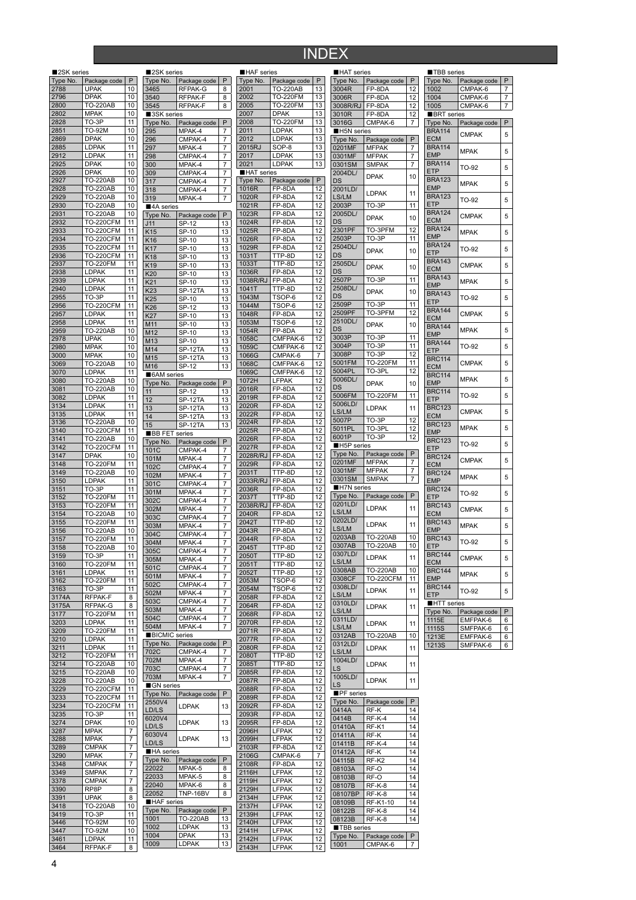# INDEX

■2SK series

| Type No. | Package code | P |
|---|---|---|
| 2788 | UPAK | 10 |
| 2796 | DPAK | 10 |
| 2800 | TO-220AB | 10 |
| 2802 | MPAK | 10 |
| 2828 | TO-3P | 11 |
| 2851 | TO-92M | 10 |
| 2869 | DPAK | 10 |
| 2885 | LDPAK | 11 |
| 2912 | LDPAK | 11 |
| 2925 | DPAK | 10 |
| 2926 | DPAK | 10 |
| 2927 | TO-220AB | 10 |
| 2928 | TO-220AB | 10 |
| 2929 | TO-220AB | 10 |
| 2930 | TO-220AB | 10 |
| 2931 | TO-220AB | 10 |
| 2932 | TO-220CFM | 11 |
| 2933 | TO-220CFM | 11 |
| 2934 | TO-220CFM | 11 |
| 2935 | TO-220CFM | 11 |
| 2936 | TO-220CFM | 11 |
| 2937 | TO-220FM | 11 |
| 2938 | LDPAK | 11 |
| 2939 | LDPAK | 11 |
| 2940 | LDPAK | 11 |
| 2955 | TO-3P | 11 |
| 2956 | TO-220CFM | 11 |
| 2957 | LDPAK | 11 |
| 2958 | LDPAK | 11 |
| 2959 | TO-220AB | 10 |
| 2978 | UPAK | 10 |
| 2980 | MPAK | 10 |
| 3000 | MPAK | 10 |
| 3069 | TO-220AB | 10 |
| 3070 | LDPAK | 11 |
| 3080 | TO-220AB | 10 |
| 3081 | TO-220AB | 10 |
| 3082 | LDPAK | 11 |
| 3134 | LDPAK | 11 |
| 3135 | LDPAK | 11 |
| 3136 | TO-220AB | 10 |
| 3140 | TO-220CFM | 11 |
| 3141 | TO-220AB | 10 |
| 3142 | TO-220CFM | 11 |
| 3147 | DPAK | 10 |
| 3148 | TO-220FM | 11 |
| 3149 | TO-220AB | 10 |
| 3150 | LDPAK | 11 |
| 3151 | TO-3P | 11 |
| 3152 | TO-220FM | 11 |
| 3153 | TO-220FM | 11 |
| 3154 | TO-220AB | 10 |
| 3155 | TO-220FM | 11 |
| 3156 | TO-220AB | 10 |
| 3157 | TO-220FM | 11 |
| 3158 | TO-220AB | 10 |
| 3159 | TO-3P | 11 |
| 3160 | TO-220FM | 11 |
| 3161 | LDPAK | 11 |
| 3162 | TO-220FM | 11 |
| 3163 | TO-3P | 11 |
| 3174A | RFPAK-F | 8 |
| 3175A | RFPAK-G | 8 |
| 3177 | TO-220FM | 11 |
| 3203 | LDPAK | 11 |
| 3209 | TO-220FM | 11 |
| 3210 | LDPAK | 11 |
| 3211 | LDPAK | 11 |
| 3212 | TO-220FM | 11 |
| 3214 | TO-220AB | 10 |
| 3215 | TO-220AB | 10 |
| 3228 | TO-220AB | 10 |
| 3229 | TO-220CFM | 11 |
| 3233 | TO-220CFM | 11 |
| 3234 | TO-220CFM | 11 |
| 3235 | TO-3P | 11 |
| 3274 | DPAK | 10 |
| 3287 | MPAK | 7 |
| 3288 | MPAK | 7 |
| 3289 | CMPAK | 7 |
| 3290 | MPAK | 7 |
| 3348 | CMPAK | 7 |
| 3349 | SMPAK | 7 |
| 3378 | CMPAK | 7 |
| 3390 | RP8P | 8 |
| 3391 | UPAK | 8 |
| 3418 | TO-220AB | 10 |
| 3419 | TO-3P | 11 |
| 3446 | TO-92M | 10 |
| 3447 | TO-92M | 10 |
| 3461 | LDPAK | 11 |
| 3464 | RFPAK-F | 8 |
| 3465 | RFPAK-G | 8 |
| 3540 | RFPAK-F | 8 |
| 3545 | RFPAK-F | 8 |

■3SK series

| Type No. | Package code | P |
|---|---|---|
| 295 | MPAK-4 | 7 |
| 296 | CMPAK-4 | 7 |
| 297 | MPAK-4 | 7 |
| 298 | CMPAK-4 | 7 |
| 300 | MPAK-4 | 7 |
| 309 | CMPAK-4 | 7 |
| 317 | CMPAK-4 | 7 |
| 318 | CMPAK-4 | 7 |
| 319 | MPAK-4 | 7 |

■4A series

| Type No. | Package code | P |
|---|---|---|
| J11 | SP-12 | 13 |
| K15 | SP-10 | 13 |
| K16 | SP-10 | 13 |
| K17 | SP-10 | 13 |
| K18 | SP-10 | 13 |
| K19 | SP-10 | 13 |
| K20 | SP-10 | 13 |
| K21 | SP-10 | 13 |
| K23 | SP-12TA | 13 |
| K25 | SP-10 | 13 |
| K26 | SP-12 | 13 |
| K27 | SP-10 | 13 |
| M11 | SP-10 | 13 |
| M12 | SP-10 | 13 |
| M13 | SP-10 | 13 |
| M14 | SP-12TA | 13 |
| M15 | SP-12TA | 13 |
| M16 | SP-12 | 13 |

■6AM series

| Type No. | Package code | P |
|---|---|---|
| 11 | SP-12 | 13 |
| 12 | SP-12TA | 13 |
| 13 | SP-12TA | 13 |
| 14 | SP-12TA | 13 |
| 15 | SP-12TA | 13 |

■BB FET series

| Type No. | Package code | P |
|---|---|---|
| 101C | CMPAK-4 | 7 |
| 101M | MPAK-4 | 7 |
| 102C | CMPAK-4 | 7 |
| 102M | MPAK-4 | 7 |
| 301C | CMPAK-4 | 7 |
| 301M | MPAK-4 | 7 |
| 302C | CMPAK-4 | 7 |
| 302M | MPAK-4 | 7 |
| 303C | CMPAK-4 | 7 |
| 303M | MPAK-4 | 7 |
| 304C | CMPAK-4 | 7 |
| 304M | MPAK-4 | 7 |
| 305C | CMPAK-4 | 7 |
| 305M | MPAK-4 | 7 |
| 501C | CMPAK-4 | 7 |
| 501M | MPAK-4 | 7 |
| 502C | CMPAK-4 | 7 |
| 502M | MPAK-4 | 7 |
| 503C | CMPAK-4 | 7 |
| 503M | MPAK-4 | 7 |
| 504C | CMPAK-4 | 7 |
| 504M | MPAK-4 | 7 |

■BICMIC series

| Type No. | Package code | P |
|---|---|---|
| 702C | CMPAK-4 | 7 |
| 702M | MPAK-4 | 7 |
| 703C | CMPAK-4 | 7 |
| 703M | MPAK-4 | 7 |

■GN series

| Type No. | Package code | P |
|---|---|---|
| 2550V4 LD/LS | LDPAK | 13 |
| 6020V4 LD/LS | LDPAK | 13 |
| 6030V4 LD/LS | LDPAK | 13 |

■HA series

| Type No. | Package code | P |
|---|---|---|
| 22022 | MPAK-5 | 8 |
| 22033 | MPAK-5 | 8 |
| 22040 | MPAK-6 | 8 |
| 22052 | TNP-16BV | 8 |

■HAF series

| Type No. | Package code | P |
|---|---|---|
| 1001 | TO-220AB | 13 |
| 1002 | LDPAK | 13 |
| 1004 | DPAK | 13 |
| 1009 | LDPAK | 13 |
| 2001 | TO-220AB | 13 |
| 2002 | TO-220FM | 13 |
| 2005 | TO-220FM | 13 |
| 2007 | DPAK | 13 |
| 2008 | TO-220FM | 13 |
| 2011 | LDPAK | 13 |
| 2012 | LDPAK | 13 |
| 2015RJ | SOP-8 | 13 |
| 2017 | LDPAK | 13 |
| 2021 | LDPAK | 13 |

■HAT series

| Type No. | Package code | P |
|---|---|---|
| 1016R | FP-8DA | 12 |
| 1020R | FP-8DA | 12 |
| 1021R | FP-8DA | 12 |
| 1023R | FP-8DA | 12 |
| 1024R | FP-8DA | 12 |
| 1025R | FP-8DA | 12 |
| 1026R | FP-8DA | 12 |
| 1029R | FP-8DA | 12 |
| 1031T | TTP-8D | 12 |
| 1033T | TTP-8D | 12 |
| 1036R | FP-8DA | 12 |
| 1038R/RJ | FP-8DA | 12 |
| 1041T | TTP-8D | 12 |
| 1043M | TSOP-6 | 12 |
| 1044M | TSOP-6 | 12 |
| 1048R | FP-8DA | 12 |
| 1053M | TSOP-6 | 12 |
| 1054R | FP-8DA | 12 |
| 1058C | CMFPAK-6 | 12 |
| 1059C | CMFPAK-6 | 12 |
| 1066G | CMPAK-6 | 7 |
| 1068C | CMFPAK-6 | 12 |
| 1069C | CMFPAK-6 | 12 |
| 1072H | LFPAK | 12 |
| 2016R | FP-8DA | 12 |
| 2019R | FP-8DA | 12 |
| 2020R | FP-8DA | 12 |
| 2022R | FP-8DA | 12 |
| 2024R | FP-8DA | 12 |
| 2025R | FP-8DA | 12 |
| 2026R | FP-8DA | 12 |
| 2027R | FP-8DA | 12 |
| 2028R/RJ | FP-8DA | 12 |
| 2029R | FP-8DA | 12 |
| 2031T | TTP-8D | 12 |
| 2033R/RJ | FP-8DA | 12 |
| 2036R | FP-8DA | 12 |
| 2037T | TTP-8D | 12 |
| 2038R/RJ | FP-8DA | 12 |
| 2040R | FP-8DA | 12 |
| 2042T | TTP-8D | 12 |
| 2043R | FP-8DA | 12 |
| 2044R | FP-8DA | 12 |
| 2045T | TTP-8D | 12 |
| 2050T | TTP-8D | 12 |
| 2051T | TTP-8D | 12 |
| 2052T | TTP-8D | 12 |
| 2053M | TSOP-6 | 12 |
| 2054M | TSOP-6 | 12 |
| 2058R | FP-8DA | 12 |
| 2064R | FP-8DA | 12 |
| 2068R | FP-8DA | 12 |
| 2070R | FP-8DA | 12 |
| 2071R | FP-8DA | 12 |
| 2077R | FP-8DA | 12 |
| 2080R | FP-8DA | 12 |
| 2080T | TTP-8D | 12 |
| 2085T | TTP-8D | 12 |
| 2085R | FP-8DA | 12 |
| 2087R | FP-8DA | 12 |
| 2088R | FP-8DA | 12 |
| 2089R | FP-8DA | 12 |
| 2092R | FP-8DA | 12 |
| 2093R | FP-8DA | 12 |
| 2095R | FP-8DA | 12 |
| 2096H | LFPAK | 12 |
| 2099H | LFPAK | 12 |
| 2103R | FP-8DA | 12 |
| 2106G | CMPAK-6 | 7 |
| 2108R | FP-8DA | 12 |
| 2116H | LFPAK | 12 |
| 2119H | LFPAK | 12 |
| 2129H | LFPAK | 12 |
| 2134H | LFPAK | 12 |
| 2137H | LFPAK | 12 |
| 2139H | LFPAK | 12 |
| 2140H | LFPAK | 12 |
| 2141H | LFPAK | 12 |
| 2142H | LFPAK | 12 |
| 2143H | LFPAK | 12 |
| 3004R | FP-8DA | 12 |
| 3006R | FP-8DA | 12 |
| 3008R/RJ | FP-8DA | 12 |
| 3010R | FP-8DA | 12 |
| 3016G | CMPAK-6 | 7 |

■H5N series

| Type No. | Package code | P |
|---|---|---|
| 0201MF | MFPAK | 7 |
| 0301MF | MFPAK | 7 |
| 0301SM | SMPAK | 7 |
| 2004DL/DS | DPAK | 10 |
| 2001LD/LS/LM | LDPAK | 11 |
| 2003P | TO-3P | 11 |
| 2005DL/DS | DPAK | 10 |
| 2301PF | TO-3PFM | 12 |
| 2503P | TO-3P | 11 |
| 2504DL/DS | DPAK | 10 |
| 2505DL/DS | DPAK | 10 |
| 2507P | TO-3P | 11 |
| 2508DL/DS | DPAK | 10 |
| 2509P | TO-3P | 11 |
| 2509PF | TO-3PFM | 12 |
| 2510DL/DS | DPAK | 10 |
| 3003P | TO-3P | 11 |
| 3004P | TO-3P | 11 |
| 3008P | TO-3P | 12 |
| 5001FM | TO-220FM | 11 |
| 5004PL | TO-3PL | 12 |
| 5006DL/DS | DPAK | 10 |
| 5006FM | TO-220FM | 11 |
| 5006LD/LS/LM | LDPAK | 11 |
| 5007P | TO-3P | 12 |
| 5011PL | TO-3PL | 12 |
| 6001P | TO-3P | 12 |

■H5P series

| Type No. | Package code | P |
|---|---|---|
| 0201MF | MFPAK | 7 |
| 0301MF | MFPAK | 7 |
| 0301SM | SMPAK | 7 |

■H7N series

| Type No. | Package code | P |
|---|---|---|
| 0201LD/LS/LM | LDPAK | 11 |
| 0202LD/LS/LM | LDPAK | 11 |
| 0203AB | TO-220AB | 10 |
| 0307AB | TO-220AB | 10 |
| 0307LD/LS/LM | LDPAK | 11 |
| 0308AB | TO-220AB | 10 |
| 0308CF | TO-220CFM | 11 |
| 0308LD/LS/LM | LDPAK | 11 |
| 0310LD/LS/LM | LDPAK | 11 |
| 0311LD/LS/LM | LDPAK | 11 |
| 0312AB | TO-220AB | 10 |
| 0312LD/LS/LM | LDPAK | 11 |
| 1004LD/LS | LDPAK | 11 |
| 1005LD/LS | LDPAK | 11 |

■PF series

| Type No. | Package code | P |
|---|---|---|
| 0414A | RF-K | 14 |
| 0414B | RF-K-4 | 14 |
| 01410A | RF-K1 | 14 |
| 01411A | RF-K | 14 |
| 01411B | RF-K-4 | 14 |
| 01412A | RF-K | 14 |
| 04115B | RF-K2 | 14 |
| 08103A | RF-O | 14 |
| 08103B | RF-O | 14 |
| 08107B | RF-K-8 | 14 |
| 08107BP | RF-K-8 | 14 |
| 08109B | RF-K1-10 | 14 |
| 08122B | RF-K-8 | 14 |
| 08123B | RF-K-8 | 14 |

■TBB series

| Type No. | Package code | P |
|---|---|---|
| 1001 | CMPAK-6 | 7 |
| 1002 | CMPAK-6 | 7 |
| 1004 | CMPAK-6 | 7 |
| 1005 | CMPAK-6 | 7 |

■BRT series

| Type No. | Package code | P |
|---|---|---|
| BRA114 ECM | CMPAK | 5 |
| BRA114 EMP | MPAK | 5 |
| BRA114 ETP | TO-92 | 5 |
| BRA123 EMP | MPAK | 5 |
| BRA123 ETP | TO-92 | 5 |
| BRA124 ECM | CMPAK | 5 |
| BRA124 EMP | MPAK | 5 |
| BRA124 ETP | TO-92 | 5 |
| BRA143 ECM | CMPAK | 5 |
| BRA143 EMP | MPAK | 5 |
| BRA143 ETP | TO-92 | 5 |
| BRA144 ECM | CMPAK | 5 |
| BRA144 EMP | MPAK | 5 |
| BRA144 ETP | TO-92 | 5 |
| BRC114 ECM | CMPAK | 5 |
| BRC114 EMP | MPAK | 5 |
| BRC114 ETP | TO-92 | 5 |
| BRC123 ECM | CMPAK | 5 |
| BRC123 EMP | MPAK | 5 |
| BRC123 ETP | TO-92 | 5 |
| BRC124 ECM | CMPAK | 5 |
| BRC124 EMP | MPAK | 5 |
| BRC124 ETP | TO-92 | 5 |
| BRC143 ECM | CMPAK | 5 |
| BRC143 EMP | MPAK | 5 |
| BRC143 ETP | TO-92 | 5 |
| BRC144 ECM | CMPAK | 5 |
| BRC144 EMP | MPAK | 5 |
| BRC144 ETP | TO-92 | 5 |

■HTT series

| Type No. | Package code | P |
|---|---|---|
| 1115E | EMFPAK-6 | 6 |
| 1115S | SMFPAK-6 | 6 |
| 1213E | EMFPAK-6 | 6 |
| 1213S | SMFPAK-6 | 6 |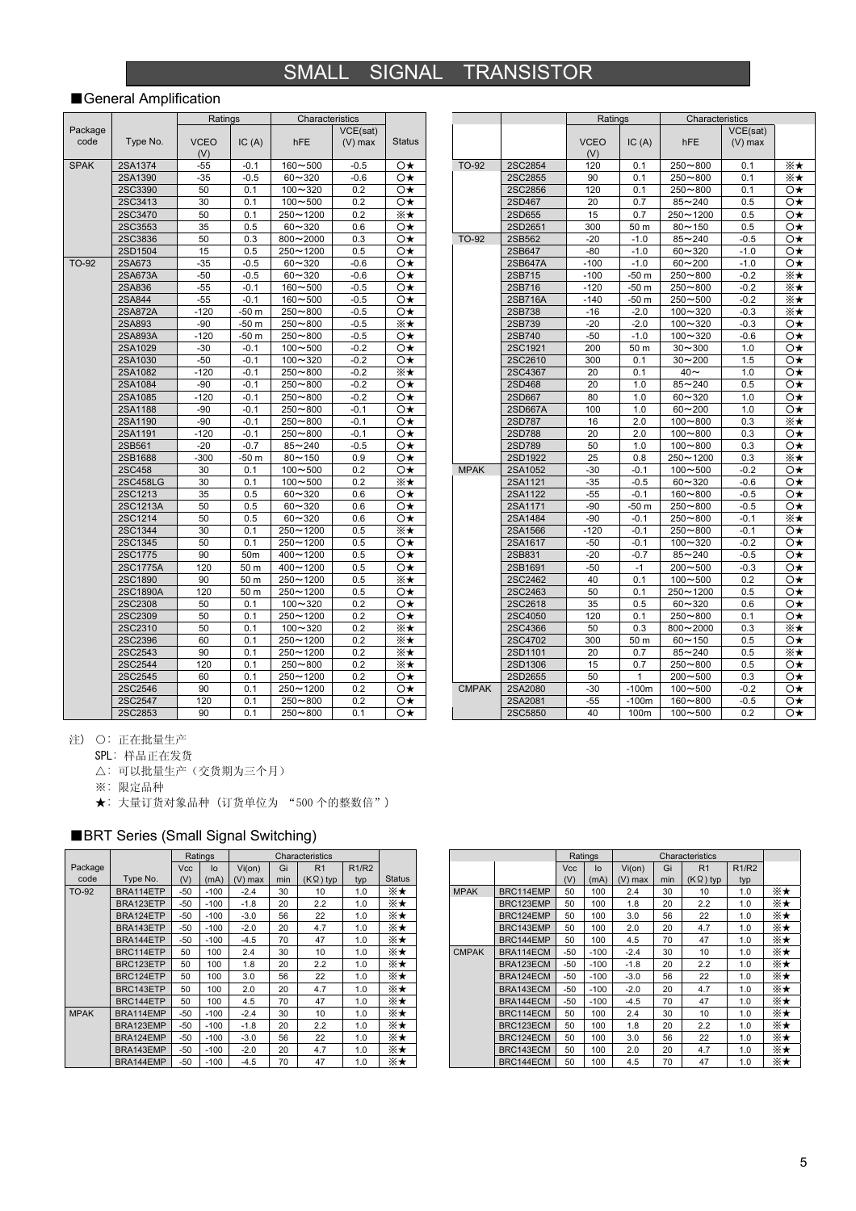# SMALL SIGNAL TRANSISTOR

## ■General Amplification

| Package code | Type No. | Ratings VCEO (V) | IC (A) | Characteristics hFE | VCE(sat) (V) max | Status |
|---|---|---|---|---|---|---|
| SPAK | 2SA1374 | -55 | -0.1 | 160～500 | -0.5 | ○★ |
| | 2SA1390 | -35 | -0.5 | 60～320 | -0.6 | ○★ |
| | 2SC3390 | 50 | 0.1 | 100～320 | 0.2 | ○★ |
| | 2SC3413 | 30 | 0.1 | 100～500 | 0.2 | ○★ |
| | 2SC3470 | 50 | 0.1 | 250～1200 | 0.2 | ※★ |
| | 2SC3553 | 35 | 0.5 | 60～320 | 0.6 | ○★ |
| | 2SC3836 | 50 | 0.3 | 800～2000 | 0.3 | ○★ |
| | 2SD1504 | 15 | 0.5 | 250～1200 | 0.5 | ○★ |
| TO-92 | 2SA673 | -35 | -0.5 | 60～320 | -0.6 | ○★ |
| | 2SA673A | -50 | -0.5 | 60～320 | -0.6 | ○★ |
| | 2SA836 | -55 | -0.1 | 160～500 | -0.5 | ○★ |
| | 2SA844 | -55 | -0.1 | 160～500 | -0.5 | ○★ |
| | 2SA872A | -120 | -50 m | 250～800 | -0.5 | ○★ |
| | 2SA893 | -90 | -50 m | 250～800 | -0.5 | ※★ |
| | 2SA893A | -120 | -50 m | 250～800 | -0.5 | ○★ |
| | 2SA1029 | -30 | -0.1 | 100～500 | -0.2 | ○★ |
| | 2SA1030 | -50 | -0.1 | 100～320 | -0.2 | ○★ |
| | 2SA1082 | -120 | -0.1 | 250～800 | -0.2 | ※★ |
| | 2SA1084 | -90 | -0.1 | 250～800 | -0.2 | ○★ |
| | 2SA1085 | -120 | -0.1 | 250～800 | -0.2 | ○★ |
| | 2SA1188 | -90 | -0.1 | 250～800 | -0.1 | ○★ |
| | 2SA1190 | -90 | -0.1 | 250～800 | -0.1 | ○★ |
| | 2SA1191 | -120 | -0.1 | 250～800 | -0.1 | ○★ |
| | 2SB561 | -20 | -0.7 | 85～240 | -0.5 | ○★ |
| | 2SB1688 | -300 | -50 m | 80～150 | 0.9 | ○★ |
| | 2SC458 | 30 | 0.1 | 100～500 | 0.2 | ○★ |
| | 2SC458LG | 30 | 0.1 | 100～500 | 0.2 | ※★ |
| | 2SC1213 | 35 | 0.5 | 60～320 | 0.6 | ○★ |
| | 2SC1213A | 50 | 0.5 | 60～320 | 0.6 | ○★ |
| | 2SC1214 | 50 | 0.5 | 60～320 | 0.6 | ○★ |
| | 2SC1344 | 30 | 0.1 | 250～1200 | 0.5 | ※★ |
| | 2SC1345 | 50 | 0.1 | 250～1200 | 0.5 | ○★ |
| | 2SC1775 | 90 | 50m | 400～1200 | 0.5 | ○★ |
| | 2SC1775A | 120 | 50 m | 400～1200 | 0.5 | ○★ |
| | 2SC1890 | 90 | 50 m | 250～1200 | 0.5 | ※★ |
| | 2SC1890A | 120 | 50 m | 250～1200 | 0.5 | ○★ |
| | 2SC2308 | 50 | 0.1 | 100～320 | 0.2 | ○★ |
| | 2SC2309 | 50 | 0.1 | 250～1200 | 0.2 | ○★ |
| | 2SC2310 | 50 | 0.1 | 100～320 | 0.2 | ※★ |
| | 2SC2396 | 60 | 0.1 | 250～1200 | 0.2 | ※★ |
| | 2SC2543 | 90 | 0.1 | 250～1200 | 0.2 | ※★ |
| | 2SC2544 | 120 | 0.1 | 250～800 | 0.2 | ※★ |
| | 2SC2545 | 60 | 0.1 | 250～1200 | 0.2 | ○★ |
| | 2SC2546 | 90 | 0.1 | 250～1200 | 0.2 | ○★ |
| | 2SC2547 | 120 | 0.1 | 250～800 | 0.2 | ○★ |
| | 2SC2853 | 90 | 0.1 | 250～800 | 0.1 | ○★ |
| TO-92 | 2SC2854 | 120 | 0.1 | 250～800 | 0.1 | ※★ |
| | 2SC2855 | 90 | 0.1 | 250～800 | 0.1 | ※★ |
| | 2SC2856 | 120 | 0.1 | 250～800 | 0.1 | ○★ |
| | 2SD467 | 20 | 0.7 | 85～240 | 0.5 | ○★ |
| | 2SD655 | 15 | 0.7 | 250～1200 | 0.5 | ○★ |
| | 2SD2651 | 300 | 50 m | 80～150 | 0.5 | ○★ |
| TO-92 | 2SB562 | -20 | -1.0 | 85～240 | -0.5 | ○★ |
| | 2SB647 | -80 | -1.0 | 60～320 | -1.0 | ○★ |
| | 2SB647A | -100 | -1.0 | 60～200 | -1.0 | ○★ |
| | 2SB715 | -100 | -50 m | 250～800 | -0.2 | ※★ |
| | 2SB716 | -120 | -50 m | 250～800 | -0.2 | ※★ |
| | 2SB716A | -140 | -50 m | 250～500 | -0.2 | ※★ |
| | 2SB738 | -16 | -2.0 | 100～320 | -0.3 | ※★ |
| | 2SB739 | -20 | -2.0 | 100～320 | -0.3 | ○★ |
| | 2SB740 | -50 | -1.0 | 100～320 | -0.6 | ○★ |
| | 2SC1921 | 200 | 50 m | 30～300 | 1.0 | ○★ |
| | 2SC2610 | 300 | 0.1 | 30～200 | 1.5 | ○★ |
| | 2SC4367 | 20 | 0.1 | 40～ | 1.0 | ○★ |
| | 2SD468 | 20 | 1.0 | 85～240 | 0.5 | ○★ |
| | 2SD667 | 80 | 1.0 | 60～320 | 1.0 | ○★ |
| | 2SD667A | 100 | 1.0 | 60～200 | 1.0 | ○★ |
| | 2SD787 | 16 | 2.0 | 100～800 | 0.3 | ※★ |
| | 2SD788 | 20 | 2.0 | 100～800 | 0.3 | ○★ |
| | 2SD789 | 50 | 1.0 | 100～800 | 0.3 | ○★ |
| | 2SD1922 | 25 | 0.8 | 250～1200 | 0.3 | ※★ |
| MPAK | 2SA1052 | -30 | -0.1 | 100～500 | -0.2 | ○★ |
| | 2SA1121 | -35 | -0.5 | 60～320 | -0.6 | ○★ |
| | 2SA1122 | -55 | -0.1 | 160～800 | -0.5 | ○★ |
| | 2SA1171 | -90 | -50 m | 250～800 | -0.5 | ○★ |
| | 2SA1484 | -90 | -0.1 | 250～800 | -0.1 | ※★ |
| | 2SA1566 | -120 | -0.1 | 250～800 | -0.1 | ○★ |
| | 2SA1617 | -50 | -0.1 | 100～320 | -0.2 | ○★ |
| | 2SB831 | -20 | -0.7 | 85～240 | -0.5 | ○★ |
| | 2SB1691 | -50 | -1 | 200～500 | -0.3 | ○★ |
| | 2SC2462 | 40 | 0.1 | 100～500 | 0.2 | ○★ |
| | 2SC2463 | 50 | 0.1 | 250～1200 | 0.5 | ○★ |
| | 2SC2618 | 35 | 0.5 | 60～320 | 0.6 | ○★ |
| | 2SC4050 | 120 | 0.1 | 250～800 | 0.1 | ○★ |
| | 2SC4366 | 50 | 0.3 | 800～2000 | 0.3 | ※★ |
| | 2SC4702 | 300 | 50 m | 60～150 | 0.5 | ○★ |
| | 2SD1101 | 20 | 0.7 | 85～240 | 0.5 | ※★ |
| | 2SD1306 | 15 | 0.7 | 250～800 | 0.5 | ○★ |
| | 2SD2655 | 50 | 1 | 200～500 | 0.3 | ○★ |
| CMPAK | 2SA2080 | -30 | -100m | 100～500 | -0.2 | ○★ |
| | 2SA2081 | -55 | -100m | 160～800 | -0.5 | ○★ |
| | 2SC5850 | 40 | 100m | 100～500 | 0.2 | ○★ |

注) ○：正在批量生产

SPL：样品正在发货

△：可以批量生产（交货期为三个月）

※：限定品种

★：大量订货对象品种（订货单位为 "500 个的整数倍"）

## ■BRT Series (Small Signal Switching)

| Package code | Type No. | Ratings Vcc (V) | Io (mA) | Characteristics Vi(on) (V) max | Gi min | R1 (KΩ) typ | R1/R2 typ | Status |
|---|---|---|---|---|---|---|---|---|
| TO-92 | BRA114ETP | -50 | -100 | -2.4 | 30 | 10 | 1.0 | ※★ |
| | BRA123ETP | -50 | -100 | -1.8 | 20 | 2.2 | 1.0 | ※★ |
| | BRA124ETP | -50 | -100 | -3.0 | 56 | 22 | 1.0 | ※★ |
| | BRA143ETP | -50 | -100 | -2.0 | 20 | 4.7 | 1.0 | ※★ |
| | BRA144ETP | -50 | -100 | -4.5 | 70 | 47 | 1.0 | ※★ |
| | BRC114ETP | 50 | 100 | 2.4 | 30 | 10 | 1.0 | ※★ |
| | BRC123ETP | 50 | 100 | 1.8 | 20 | 2.2 | 1.0 | ※★ |
| | BRC124ETP | 50 | 100 | 3.0 | 56 | 22 | 1.0 | ※★ |
| | BRC143ETP | 50 | 100 | 2.0 | 20 | 4.7 | 1.0 | ※★ |
| | BRC144ETP | 50 | 100 | 4.5 | 70 | 47 | 1.0 | ※★ |
| MPAK | BRA114EMP | -50 | -100 | -2.4 | 30 | 10 | 1.0 | ※★ |
| | BRA123EMP | -50 | -100 | -1.8 | 20 | 2.2 | 1.0 | ※★ |
| | BRA124EMP | -50 | -100 | -3.0 | 56 | 22 | 1.0 | ※★ |
| | BRA143EMP | -50 | -100 | -2.0 | 20 | 4.7 | 1.0 | ※★ |
| | BRA144EMP | -50 | -100 | -4.5 | 70 | 47 | 1.0 | ※★ |
| MPAK | BRC114EMP | 50 | 100 | 2.4 | 30 | 10 | 1.0 | ※★ |
| | BRC123EMP | 50 | 100 | 1.8 | 20 | 2.2 | 1.0 | ※★ |
| | BRC124EMP | 50 | 100 | 3.0 | 56 | 22 | 1.0 | ※★ |
| | BRC143EMP | 50 | 100 | 2.0 | 20 | 4.7 | 1.0 | ※★ |
| | BRC144EMP | 50 | 100 | 4.5 | 70 | 47 | 1.0 | ※★ |
| CMPAK | BRA114ECM | -50 | -100 | -2.4 | 30 | 10 | 1.0 | ※★ |
| | BRA123ECM | -50 | -100 | -1.8 | 20 | 2.2 | 1.0 | ※★ |
| | BRA124ECM | -50 | -100 | -3.0 | 56 | 22 | 1.0 | ※★ |
| | BRA143ECM | -50 | -100 | -2.0 | 20 | 4.7 | 1.0 | ※★ |
| | BRA144ECM | -50 | -100 | -4.5 | 70 | 47 | 1.0 | ※★ |
| | BRC114ECM | 50 | 100 | 2.4 | 30 | 10 | 1.0 | ※★ |
| | BRC123ECM | 50 | 100 | 1.8 | 20 | 2.2 | 1.0 | ※★ |
| | BRC124ECM | 50 | 100 | 3.0 | 56 | 22 | 1.0 | ※★ |
| | BRC143ECM | 50 | 100 | 2.0 | 20 | 4.7 | 1.0 | ※★ |
| | BRC144ECM | 50 | 100 | 4.5 | 70 | 47 | 1.0 | ※★ |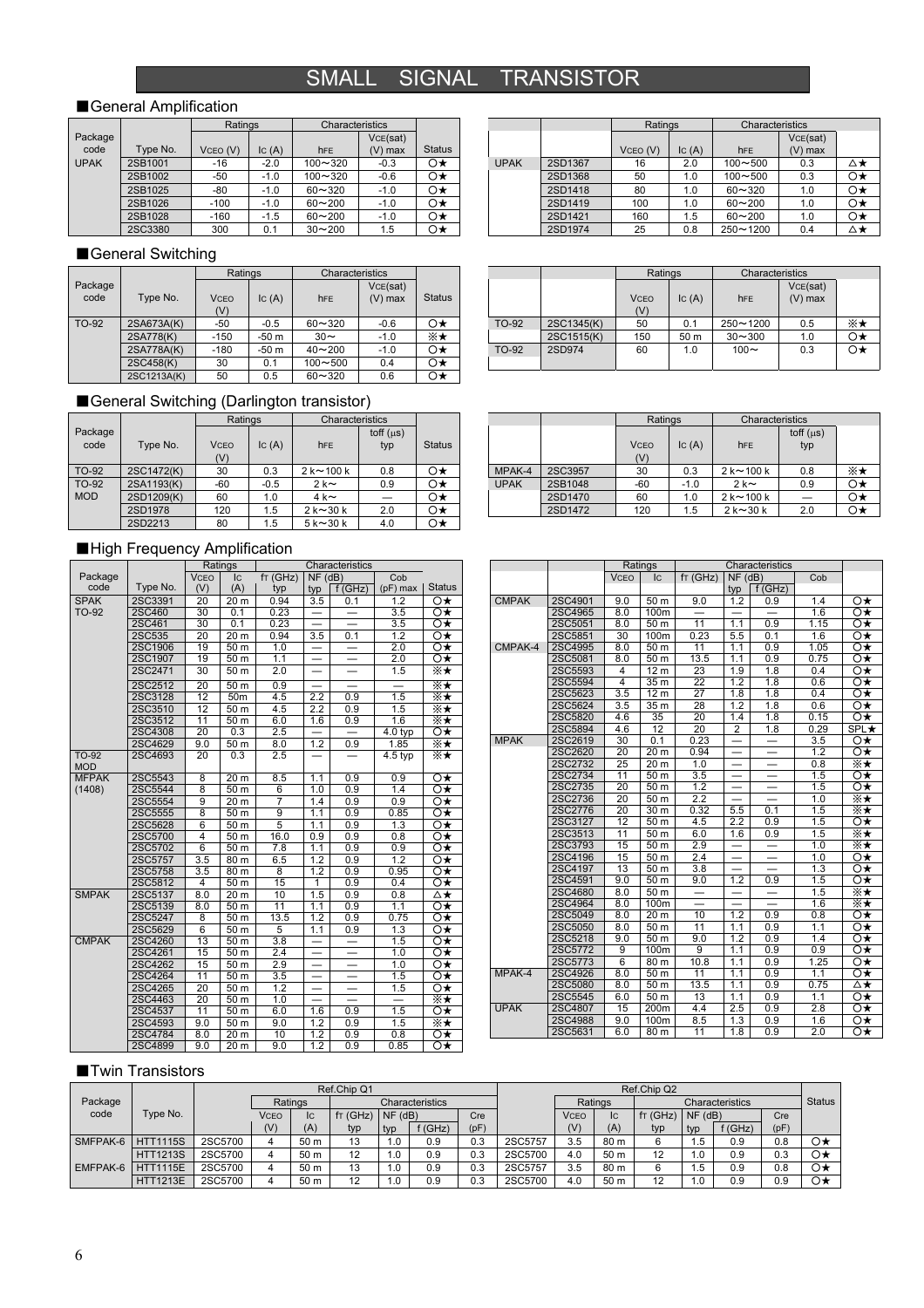# SMALL SIGNAL TRANSISTOR

## ■General Amplification

| Package code | Type No. | Ratings | | Characteristics | | Status |
|---|---|---|---|---|---|---|
| | | VCEO (V) | IC (A) | hFE | VCE(sat) (V) max | |
| UPAK | 2SB1001 | -16 | -2.0 | 100～320 | -0.3 | ○★ |
| | 2SB1002 | -50 | -1.0 | 100～320 | -0.6 | ○★ |
| | 2SB1025 | -80 | -1.0 | 60～320 | -1.0 | ○★ |
| | 2SB1026 | -100 | -1.0 | 60～200 | -1.0 | ○★ |
| | 2SB1028 | -160 | -1.5 | 60～200 | -1.0 | ○★ |
| | 2SC3380 | 300 | 0.1 | 30～200 | 1.5 | ○★ |
| UPAK | 2SD1367 | 16 | 2.0 | 100～500 | 0.3 | △★ |
| | 2SD1368 | 50 | 1.0 | 100～500 | 0.3 | ○★ |
| | 2SD1418 | 80 | 1.0 | 60～320 | 1.0 | ○★ |
| | 2SD1419 | 100 | 1.0 | 60～200 | 1.0 | ○★ |
| | 2SD1421 | 160 | 1.5 | 60～200 | 1.0 | ○★ |
| | 2SD1974 | 25 | 0.8 | 250～1200 | 0.4 | △★ |

## ■General Switching

| Package code | Type No. | Ratings | | Characteristics | | Status |
|---|---|---|---|---|---|---|
| | | VCEO (V) | IC (A) | hFE | VCE(sat) (V) max | |
| TO-92 | 2SA673A(K) | -50 | -0.5 | 60～320 | -0.6 | ○★ |
| | 2SA778(K) | -150 | -50 m | 30～ | -1.0 | ※★ |
| | 2SA778A(K) | -180 | -50 m | 40～200 | -1.0 | ○★ |
| | 2SC458(K) | 30 | 0.1 | 100～500 | 0.4 | ○★ |
| | 2SC1213A(K) | 50 | 0.5 | 60～320 | 0.6 | ○★ |
| TO-92 | 2SC1345(K) | 50 | 0.1 | 250～1200 | 0.5 | ※★ |
| | 2SC1515(K) | 150 | 50 m | 30～300 | 1.0 | ○★ |
| TO-92 | 2SD974 | 60 | 1.0 | 100～ | 0.3 | ○★ |

## ■General Switching (Darlington transistor)

| Package code | Type No. | Ratings | | Characteristics | | Status |
|---|---|---|---|---|---|---|
| | | VCEO (V) | IC (A) | hFE | toff (μs) typ | |
| TO-92 | 2SC1472(K) | 30 | 0.3 | 2 k～100 k | 0.8 | ○★ |
| TO-92 | 2SA1193(K) | -60 | -0.5 | 2 k～ | 0.9 | ○★ |
| MOD | 2SD1209(K) | 60 | 1.0 | 4 k～ | — | ○★ |
| | 2SD1978 | 120 | 1.5 | 2 k～30 k | 2.0 | ○★ |
| | 2SD2213 | 80 | 1.5 | 5 k～30 k | 4.0 | ○★ |
| MPAK-4 | 2SC3957 | 30 | 0.3 | 2 k～100 k | 0.8 | ※★ |
| UPAK | 2SB1048 | -60 | -1.0 | 2 k～ | 0.9 | ○★ |
| | 2SD1470 | 60 | 1.0 | 2 k～100 k | — | ○★ |
| | 2SD1472 | 120 | 1.5 | 2 k～30 k | 2.0 | ○★ |

## ■High Frequency Amplification

| Package code | Type No. | Ratings | | Characteristics | | | | Status |
|---|---|---|---|---|---|---|---|---|
| | | VCEO (V) | IC (A) | fT (GHz) typ | NF (dB) typ | f (GHz) | Cob (pF) max | |
| SPAK | 2SC3391 | 20 | 20 m | 0.94 | 3.5 | 0.1 | 1.2 | ○★ |
| TO-92 | 2SC460 | 30 | 0.1 | 0.23 | — | — | 3.5 | ○★ |
| | 2SC461 | 30 | 0.1 | 0.23 | — | — | 3.5 | ○★ |
| | 2SC535 | 20 | 20 m | 0.94 | 3.5 | 0.1 | 1.2 | ○★ |
| | 2SC1906 | 19 | 50 m | 1.0 | — | — | 2.0 | ○★ |
| | 2SC1907 | 19 | 50 m | 1.1 | — | — | 2.0 | ○★ |
| | 2SC2471 | 30 | 50 m | 2.0 | — | — | 1.5 | ※★ |
| | 2SC2512 | 20 | 50 m | 0.9 | — | — | — | ※★ |
| | 2SC3128 | 12 | 50m | 4.5 | 2.2 | 0.9 | 1.5 | ※★ |
| | 2SC3510 | 12 | 50 m | 4.5 | 2.2 | 0.9 | 1.5 | ※★ |
| | 2SC3512 | 11 | 50 m | 6.0 | 1.6 | 0.9 | 1.6 | ※★ |
| | 2SC4308 | 20 | 0.3 | 2.5 | — | — | 4.0 typ | ○★ |
| | 2SC4629 | 9.0 | 50 m | 8.0 | 1.2 | 0.9 | 1.85 | ※★ |
| TO-92 MOD | 2SC4693 | 20 | 0.3 | 2.5 | — | — | 4.5 typ | ※★ |
| MFPAK (1408) | 2SC5543 | 8 | 20 m | 8.5 | 1.1 | 0.9 | 0.9 | ○★ |
| | 2SC5544 | 8 | 50 m | 6 | 1.0 | 0.9 | 1.4 | ○★ |
| | 2SC5554 | 9 | 20 m | 7 | 1.4 | 0.9 | 0.9 | ○★ |
| | 2SC5555 | 8 | 50 m | 9 | 1.1 | 0.9 | 0.85 | ○★ |
| | 2SC5628 | 6 | 50 m | 5 | 1.1 | 0.9 | 1.3 | ○★ |
| | 2SC5700 | 4 | 50 m | 16.0 | 0.9 | 0.9 | 0.8 | ○★ |
| | 2SC5702 | 6 | 50 m | 7.8 | 1.1 | 0.9 | 0.9 | ○★ |
| | 2SC5757 | 3.5 | 80 m | 6.5 | 1.2 | 0.9 | 1.2 | ○★ |
| | 2SC5758 | 3.5 | 80 m | 8 | 1.2 | 0.9 | 0.95 | ○★ |
| | 2SC5812 | 4 | 50 m | 15 | 1 | 0.9 | 0.4 | ○★ |
| SMPAK | 2SC5137 | 8.0 | 20 m | 10 | 1.5 | 0.9 | 0.8 | △★ |
| | 2SC5139 | 8.0 | 50 m | 11 | 1.1 | 0.9 | 1.1 | ○★ |
| | 2SC5247 | 8 | 50 m | 13.5 | 1.2 | 0.9 | 0.75 | ○★ |
| | 2SC5629 | 6 | 50 m | 5 | 1.1 | 0.9 | 1.3 | ○★ |
| CMPAK | 2SC4260 | 13 | 50 m | 3.8 | — | — | 1.5 | ○★ |
| | 2SC4261 | 15 | 50 m | 2.4 | — | — | 1.0 | ○★ |
| | 2SC4262 | 15 | 50 m | 2.9 | — | — | 1.0 | ○★ |
| | 2SC4264 | 11 | 50 m | 3.5 | — | — | 1.5 | ○★ |
| | 2SC4265 | 20 | 50 m | 1.2 | — | — | 1.5 | ○★ |
| | 2SC4463 | 20 | 50 m | 1.0 | — | — | — | ※★ |
| | 2SC4537 | 11 | 50 m | 6.0 | 1.6 | 0.9 | 1.5 | ○★ |
| | 2SC4593 | 9.0 | 50 m | 9.0 | 1.2 | 0.9 | 1.5 | ※★ |
| | 2SC4784 | 8.0 | 20 m | 10 | 1.2 | 0.9 | 0.8 | ○★ |
| | 2SC4899 | 9.0 | 50 m | 9.0 | 1.2 | 0.9 | 0.85 | ○★ |
| CMPAK | 2SC4901 | 9.0 | 50 m | 9.0 | 1.2 | 0.9 | 1.4 | ○★ |
| | 2SC4965 | 8.0 | 100m | — | — | — | 1.6 | ○★ |
| | 2SC5051 | 8.0 | 50 m | 11 | 1.1 | 0.9 | 1.15 | ○★ |
| | 2SC5851 | 30 | 100m | 0.23 | 5.5 | 0.1 | 1.6 | ○★ |
| CMPAK-4 | 2SC4995 | 8.0 | 50 m | 11 | 1.1 | 0.9 | 1.05 | ○★ |
| | 2SC5081 | 8.0 | 50 m | 13.5 | 1.1 | 0.9 | 0.75 | ○★ |
| | 2SC5593 | 4 | 12 m | 23 | 1.9 | 1.8 | 0.4 | ○★ |
| | 2SC5594 | 4 | 35 m | 22 | 1.2 | 1.8 | 0.6 | ○★ |
| | 2SC5623 | 3.5 | 12 m | 27 | 1.8 | 1.8 | 0.4 | ○★ |
| | 2SC5624 | 3.5 | 35 m | 28 | 1.2 | 1.8 | 0.6 | ○★ |
| | 2SC5820 | 4.6 | 35 | 20 | 1.4 | 1.8 | 0.15 | ○★ |
| | 2SC5894 | 4.6 | 12 | 20 | 2 | 1.8 | 0.29 | SPL★ |
| MPAK | 2SC2619 | 30 | 0.1 | 0.23 | — | — | 3.5 | ○★ |
| | 2SC2620 | 20 | 20 m | 0.94 | — | — | 1.2 | ○★ |
| | 2SC2732 | 25 | 20 m | 1.0 | — | — | 0.8 | ※★ |
| | 2SC2734 | 11 | 50 m | 3.5 | — | — | 1.5 | ○★ |
| | 2SC2735 | 20 | 50 m | 1.2 | — | — | 1.5 | ○★ |
| | 2SC2736 | 20 | 50 m | 2.2 | — | — | 1.0 | ※★ |
| | 2SC2776 | 20 | 30 m | 0.32 | 5.5 | 0.1 | 1.5 | ※★ |
| | 2SC3127 | 12 | 50 m | 4.5 | 2.2 | 0.9 | 1.5 | ○★ |
| | 2SC3513 | 11 | 50 m | 6.0 | 1.6 | 0.9 | 1.5 | ※★ |
| | 2SC3793 | 15 | 50 m | 2.9 | — | — | 1.0 | ※★ |
| | 2SC4196 | 15 | 50 m | 2.4 | — | — | 1.0 | ○★ |
| | 2SC4197 | 13 | 50 m | 3.8 | — | — | 1.3 | ○★ |
| | 2SC4591 | 9.0 | 50 m | 9.0 | 1.2 | 0.9 | 1.5 | ○★ |
| | 2SC4680 | 8.0 | 50 m | — | — | — | 1.5 | ※★ |
| | 2SC4964 | 8.0 | 100m | — | — | — | 1.6 | ※★ |
| | 2SC5049 | 8.0 | 20 m | 10 | 1.2 | 0.9 | 0.8 | ○★ |
| | 2SC5050 | 8.0 | 50 m | 11 | 1.1 | 0.9 | 1.1 | ○★ |
| | 2SC5218 | 9.0 | 50 m | 9.0 | 1.2 | 0.9 | 1.4 | ○★ |
| | 2SC5772 | 9 | 100m | 9 | 1.1 | 0.9 | 0.9 | ○★ |
| | 2SC5773 | 6 | 80 m | 10.8 | 1.1 | 0.9 | 1.25 | ○★ |
| MPAK-4 | 2SC4926 | 8.0 | 50 m | 11 | 1.1 | 0.9 | 1.1 | ○★ |
| | 2SC5080 | 8.0 | 50 m | 13.5 | 1.1 | 0.9 | 0.75 | △★ |
| | 2SC5545 | 6.0 | 50 m | 13 | 1.1 | 0.9 | 1.1 | ○★ |
| UPAK | 2SC4807 | 15 | 200m | 4.4 | 2.5 | 0.9 | 2.8 | ○★ |
| | 2SC4988 | 9.0 | 100m | 8.5 | 1.3 | 0.9 | 1.6 | ○★ |
| | 2SC5631 | 6.0 | 80 m | 11 | 1.8 | 0.9 | 2.0 | ○★ |

## ■Twin Transistors

| Package code | Type No. | Ref.Chip Q1 | | | | | | | Ref.Chip Q2 | | | | | | | Status |
|---|---|---|---|---|---|---|---|---|---|---|---|---|---|---|---|---|
| | | | Ratings | | Characteristics | | | | | Ratings | | Characteristics | | | | |
| | | | VCEO (V) | IC (A) | fT (GHz) typ | NF (dB) typ | f (GHz) | Cre (pF) | | VCEO (V) | IC (A) | fT (GHz) typ | NF (dB) typ | f (GHz) | Cre (pF) | |
| SMFPAK-6 | HTT1115S | 2SC5700 | 4 | 50 m | 13 | 1.0 | 0.9 | 0.3 | 2SC5757 | 3.5 | 80 m | 6 | 1.5 | 0.9 | 0.8 | ○★ |
| | HTT1213S | 2SC5700 | 4 | 50 m | 12 | 1.0 | 0.9 | 0.3 | 2SC5700 | 4.0 | 50 m | 12 | 1.0 | 0.9 | 0.3 | ○★ |
| EMFPAK-6 | HTT1115E | 2SC5700 | 4 | 50 m | 13 | 1.0 | 0.9 | 0.3 | 2SC5757 | 3.5 | 80 m | 6 | 1.5 | 0.9 | 0.8 | ○★ |
| | HTT1213E | 2SC5700 | 4 | 50 m | 12 | 1.0 | 0.9 | 0.3 | 2SC5700 | 4.0 | 50 m | 12 | 1.0 | 0.9 | 0.9 | ○★ |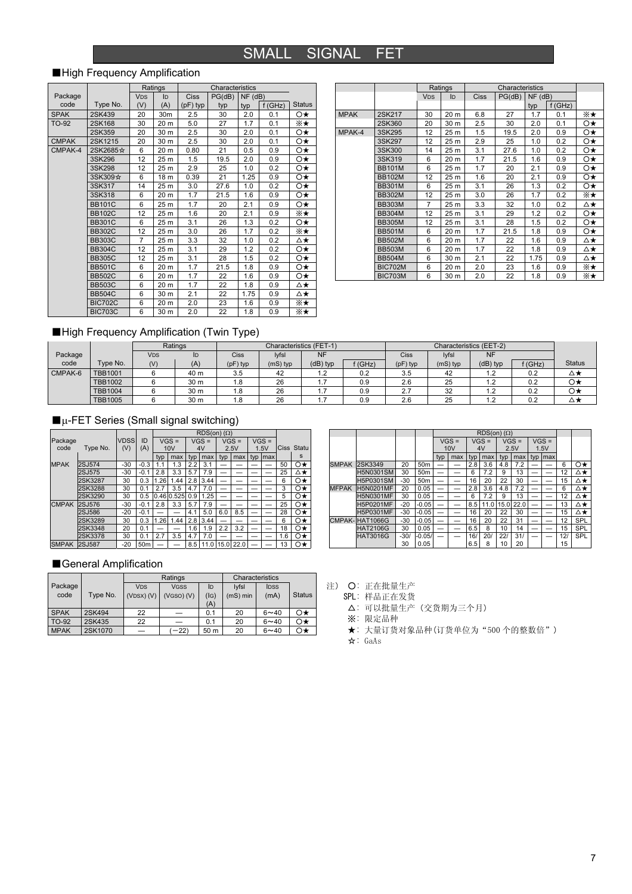# SMALL SIGNAL FET

## ■High Frequency Amplification

| Package code | Type No. | Ratings VDS (V) | Ratings ID (A) | Ciss (pF) typ | PG(dB) typ | NF (dB) typ | NF f (GHz) | Status |
|---|---|---|---|---|---|---|---|---|
| SPAK | 2SK439 | 20 | 30m | 2.5 | 30 | 2.0 | 0.1 | ○★ |
| TO-92 | 2SK168 | 30 | 20 m | 5.0 | 27 | 1.7 | 0.1 | ※★ |
| | 2SK359 | 20 | 30 m | 2.5 | 30 | 2.0 | 0.1 | ○★ |
| CMPAK | 2SK1215 | 20 | 30 m | 2.5 | 30 | 2.0 | 0.1 | ○★ |
| CMPAK-4 | 2SK2685☆ | 6 | 20 m | 0.80 | 21 | 0.5 | 0.9 | ○★ |
| | 3SK296 | 12 | 25 m | 1.5 | 19.5 | 2.0 | 0.9 | ○★ |
| | 3SK298 | 12 | 25 m | 2.9 | 25 | 1.0 | 0.2 | ○★ |
| | 3SK309☆ | 6 | 18 m | 0.39 | 21 | 1.25 | 0.9 | ○★ |
| | 3SK317 | 14 | 25 m | 3.0 | 27.6 | 1.0 | 0.2 | ○★ |
| | 3SK318 | 6 | 20 m | 1.7 | 21.5 | 1.6 | 0.9 | ○★ |
| | BB101C | 6 | 25 m | 1.7 | 20 | 2.1 | 0.9 | ○★ |
| | BB102C | 12 | 25 m | 1.6 | 20 | 2.1 | 0.9 | ※★ |
| | BB301C | 6 | 25 m | 3.1 | 26 | 1.3 | 0.2 | ○★ |
| | BB302C | 12 | 25 m | 3.0 | 26 | 1.7 | 0.2 | ※★ |
| | BB303C | 7 | 25 m | 3.3 | 32 | 1.0 | 0.2 | △★ |
| | BB304C | 12 | 25 m | 3.1 | 29 | 1.2 | 0.2 | ○★ |
| | BB305C | 12 | 25 m | 3.1 | 28 | 1.5 | 0.2 | ○★ |
| | BB501C | 6 | 20 m | 1.7 | 21.5 | 1.8 | 0.9 | ○★ |
| | BB502C | 6 | 20 m | 1.7 | 22 | 1.6 | 0.9 | ○★ |
| | BB503C | 6 | 20 m | 1.7 | 22 | 1.8 | 0.9 | △★ |
| | BB504C | 6 | 30 m | 2.1 | 22 | 1.75 | 0.9 | △★ |
| | BIC702C | 6 | 20 m | 2.0 | 23 | 1.6 | 0.9 | ※★ |
| | BIC703C | 6 | 30 m | 2.0 | 22 | 1.8 | 0.9 | ※★ |
| MPAK | 2SK217 | 30 | 20 m | 6.8 | 27 | 1.7 | 0.1 | ※★ |
| | 2SK360 | 20 | 30 m | 2.5 | 30 | 2.0 | 0.1 | ○★ |
| MPAK-4 | 3SK295 | 12 | 25 m | 1.5 | 19.5 | 2.0 | 0.9 | ○★ |
| | 3SK297 | 12 | 25 m | 2.9 | 25 | 1.0 | 0.2 | ○★ |
| | 3SK300 | 14 | 25 m | 3.1 | 27.6 | 1.0 | 0.2 | ○★ |
| | 3SK319 | 6 | 20 m | 1.7 | 21.5 | 1.6 | 0.9 | ○★ |
| | BB101M | 6 | 25 m | 1.7 | 20 | 2.1 | 0.9 | ○★ |
| | BB102M | 12 | 25 m | 1.6 | 20 | 2.1 | 0.9 | ○★ |
| | BB301M | 6 | 25 m | 3.1 | 26 | 1.3 | 0.2 | ○★ |
| | BB302M | 12 | 25 m | 3.0 | 26 | 1.7 | 0.2 | ※★ |
| | BB303M | 7 | 25 m | 3.3 | 32 | 1.0 | 0.2 | △★ |
| | BB304M | 12 | 25 m | 3.1 | 29 | 1.2 | 0.2 | ○★ |
| | BB305M | 12 | 25 m | 3.1 | 28 | 1.5 | 0.2 | ○★ |
| | BB501M | 6 | 20 m | 1.7 | 21.5 | 1.8 | 0.9 | ○★ |
| | BB502M | 6 | 20 m | 1.7 | 22 | 1.6 | 0.9 | △★ |
| | BB503M | 6 | 20 m | 1.7 | 22 | 1.8 | 0.9 | △★ |
| | BB504M | 6 | 30 m | 2.1 | 22 | 1.75 | 0.9 | △★ |
| | BIC702M | 6 | 20 m | 2.0 | 23 | 1.6 | 0.9 | ※★ |
| | BIC703M | 6 | 30 m | 2.0 | 22 | 1.8 | 0.9 | ※★ |

## ■High Frequency Amplification (Twin Type)

| Package code | Type No. | Ratings VDS (V) | Ratings ID (A) | FET-1 Ciss (pF) typ | FET-1 \|yfs\| (mS) typ | FET-1 NF (dB) typ | FET-1 NF f (GHz) | EET-2 Ciss (pF) typ | EET-2 \|yfs\| (mS) typ | EET-2 NF (dB) typ | EET-2 NF f (GHz) | Status |
|---|---|---|---|---|---|---|---|---|---|---|---|---|
| CMPAK-6 | TBB1001 | 6 | 40 m | 3.5 | 42 | 1.2 | 0.2 | 3.5 | 42 | 1.2 | 0.2 | △★ |
| | TBB1002 | 6 | 30 m | 1.8 | 26 | 1.7 | 0.9 | 2.6 | 25 | 1.2 | 0.2 | ○★ |
| | TBB1004 | 6 | 30 m | 1.8 | 26 | 1.7 | 0.9 | 2.7 | 32 | 1.2 | 0.2 | ○★ |
| | TBB1005 | 6 | 30 m | 1.8 | 26 | 1.7 | 0.9 | 2.6 | 25 | 1.2 | 0.2 | △★ |

## ■μ-FET Series (Small signal switching)

| Package code | Type No. | VDSS (V) | ID (A) | VGS = 10V typ | VGS = 10V max | VGS = 4V typ | VGS = 4V max | VGS = 2.5V typ | VGS = 2.5V max | VGS = 1.5V typ | VGS = 1.5V max | Ciss | Status |
|---|---|---|---|---|---|---|---|---|---|---|---|---|---|
| MPAK | 2SJ574 | -30 | -0.3 | 1.1 | 1.3 | 2.2 | 3.1 | — | — | — | — | 50 | ○★ |
| | 2SJ575 | -30 | -0.1 | 2.8 | 3.3 | 5.7 | 7.9 | — | — | — | — | 25 | △★ |
| | 2SK3287 | 30 | 0.3 | 1.26 | 1.44 | 2.8 | 3.44 | — | — | — | — | 6 | ○★ |
| | 2SK3288 | 30 | 0.1 | 2.7 | 3.5 | 4.7 | 7.0 | — | — | — | — | 3 | ○★ |
| | 2SK3290 | 30 | 0.5 | 0.46 | 0.525 | 0.9 | 1.25 | — | — | — | — | 5 | ○★ |
| CMPAK | 2SJ576 | -30 | -0.1 | 2.8 | 3.3 | 5.7 | 7.9 | — | — | — | — | 25 | ○★ |
| | 2SJ586 | -20 | -0.1 | — | — | 4.1 | 5.0 | 6.0 | 8.5 | — | — | 28 | ○★ |
| | 2SK3289 | 30 | 0.3 | 1.26 | 1.44 | 2.8 | 3.44 | — | — | — | — | 6 | ○★ |
| | 2SK3348 | 20 | 0.1 | — | — | 1.6 | 1.9 | 2.2 | 3.2 | — | — | 18 | ○★ |
| | 2SK3378 | 30 | 0.1 | 2.7 | 3.5 | 4.7 | 7.0 | — | — | — | — | 1.6 | ○★ |
| SMPAK | 2SJ587 | -20 | 50m | — | — | 8.5 | 11.0 | 15.0 | 22.0 | — | — | 13 | ○★ |
| SMPAK | 2SK3349 | 20 | 50m | — | — | 2.8 | 3.6 | 4.8 | 7.2 | — | — | 6 | ○★ |
| | H5N0301SM | 30 | 50m | — | — | 6 | 7.2 | 9 | 13 | — | — | 12 | △★ |
| | H5P0301SM | -30 | 50m | — | — | 16 | 20 | 22 | 30 | — | — | 15 | △★ |
| MFPAK | H5N0201MF | 20 | 0.05 | — | — | 2.8 | 3.6 | 4.8 | 7.2 | — | — | 6 | △★ |
| | H5N0301MF | 30 | 0.05 | — | — | 6 | 7.2 | 9 | 13 | — | — | 12 | △★ |
| | H5P0201MF | -20 | -0.05 | — | — | 8.5 | 11.0 | 15.0 | 22.0 | — | — | 13 | △★ |
| | H5P0301MF | -30 | -0.05 | — | — | 16 | 20 | 22 | 30 | — | — | 15 | △★ |
| CMPAK- | HAT1066G | -30 | -0.05 | — | — | 16 | 20 | 22 | 31 | — | — | 12 | SPL |
| | HAT2106G | 30 | 0.05 | — | — | 6.5 | 8 | 10 | 14 | — | — | 15 | SPL |
| | HAT3016G | -30/30 | -0.05/0.05 | — | — | 16/6.5 | 20/8 | 22/10 | 31/20 | — | — | 12/15 | SPL |

RDS(on) (Ω) columns: VGS = 10V, 4V, 2.5V, 1.5V.

## ■General Amplification

| Package code | Type No. | Ratings VDS (VDSX) (V) | Ratings VGSS (VGSO) (V) | Ratings ID (IG) (A) | Characteristics \|yfs\| (mS) min | Characteristics IDSS (mA) | Status |
|---|---|---|---|---|---|---|---|
| SPAK | 2SK494 | 22 | — | 0.1 | 20 | 6∼40 | ○★ |
| TO-92 | 2SK435 | 22 | — | 0.1 | 20 | 6∼40 | ○★ |
| MPAK | 2SK1070 | — | (−22) | 50 m | 20 | 6∼40 | ○★ |

注) ○: 正在批量生产
SPL: 样品正在发货
△: 可以批量生产 (交货期为三个月)
※: 限定品种
★: 大量订货对象品种(订货单位为"500个的整数倍")
☆: GaAs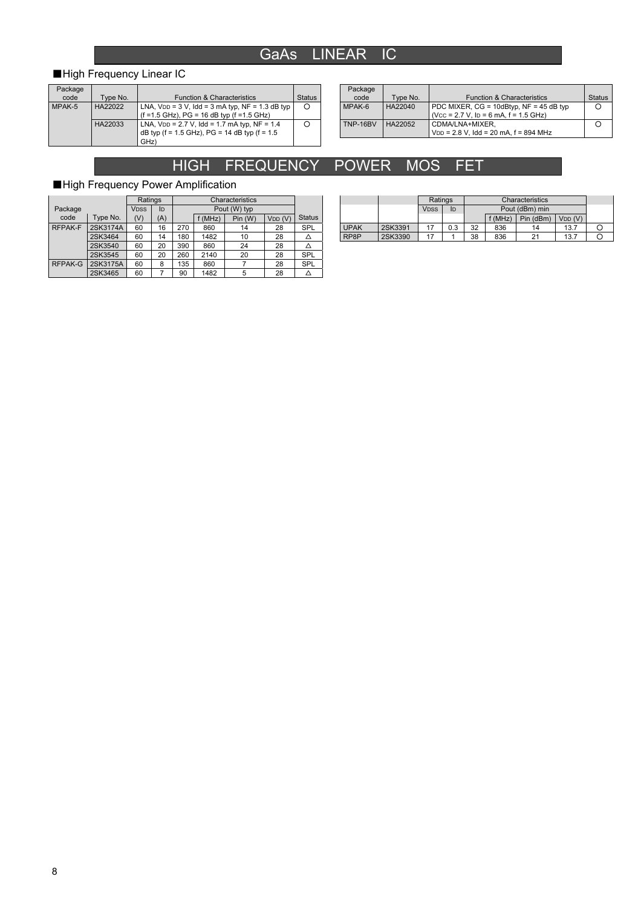# GaAs LINEAR IC

## ■High Frequency Linear IC

| Package code | Type No. | Function & Characteristics | Status |
|---|---|---|---|
| MPAK-5 | HA22022 | LNA, $V_{DD}$ = 3 V, Idd = 3 mA typ, NF = 1.3 dB typ (f =1.5 GHz), PG = 16 dB typ (f =1.5 GHz) | ○ |
| | HA22033 | LNA, $V_{DD}$ = 2.7 V, Idd = 1.7 mA typ, NF = 1.4 dB typ (f = 1.5 GHz), PG = 14 dB typ (f = 1.5 GHz) | ○ |
| MPAK-6 | HA22040 | PDC MIXER, CG = 10dBtyp, NF = 45 dB typ ($V_{CC}$ = 2.7 V, $I_D$ = 6 mA, f = 1.5 GHz) | ○ |
| TNP-16BV | HA22052 | CDMA/LNA+MIXER, $V_{DD}$ = 2.8 V, Idd = 20 mA, f = 894 MHz | ○ |

# HIGH FREQUENCY POWER MOS FET

## ■High Frequency Power Amplification

| Package code | Type No. | Ratings | | Characteristics | | | | Status |
|---|---|---|---|---|---|---|---|---|
| | | $V_{DSS}$ (V) | $I_D$ (A) | Pout (W) typ | f (MHz) | Pin (W) | $V_{DD}$ (V) | |
| RFPAK-F | 2SK3174A | 60 | 16 | 270 | 860 | 14 | 28 | SPL |
| | 2SK3464 | 60 | 14 | 180 | 1482 | 10 | 28 | △ |
| | 2SK3540 | 60 | 20 | 390 | 860 | 24 | 28 | △ |
| | 2SK3545 | 60 | 20 | 260 | 2140 | 20 | 28 | SPL |
| RFPAK-G | 2SK3175A | 60 | 8 | 135 | 860 | 7 | 28 | SPL |
| | 2SK3465 | 60 | 7 | 90 | 1482 | 5 | 28 | △ |

| | | Ratings | | Characteristics | | | | |
|---|---|---|---|---|---|---|---|---|
| | | $V_{DSS}$ | $I_D$ | Pout (dBm) min | f (MHz) | Pin (dBm) | $V_{DD}$ (V) | |
| UPAK | 2SK3391 | 17 | 0.3 | 32 | 836 | 14 | 13.7 | ○ |
| RP8P | 2SK3390 | 17 | 1 | 38 | 836 | 21 | 13.7 | ○ |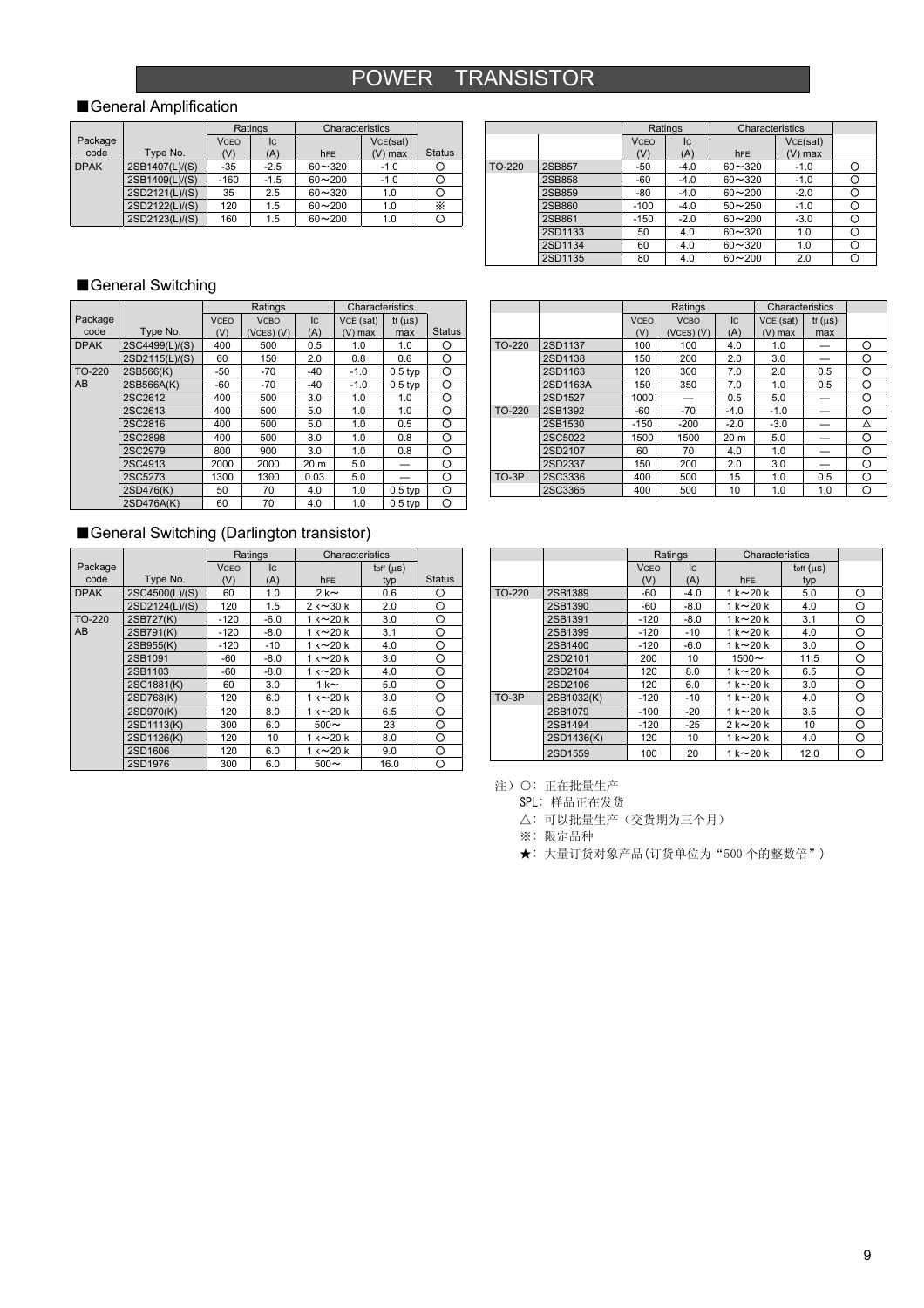# POWER TRANSISTOR

## ■General Amplification

| Package code | Type No. | Ratings | | Characteristics | | Status |
|---|---|---|---|---|---|---|
| | | $V_{CEO}$ (V) | $I_C$ (A) | $h_{FE}$ | $V_{CE(sat)}$ (V) max | |
| DPAK | 2SB1407(L)/(S) | -35 | -2.5 | 60～320 | -1.0 | ○ |
| | 2SB1409(L)/(S) | -160 | -1.5 | 60～200 | -1.0 | ○ |
| | 2SD2121(L)/(S) | 35 | 2.5 | 60～320 | 1.0 | ○ |
| | 2SD2122(L)/(S) | 120 | 1.5 | 60～200 | 1.0 | ※ |
| | 2SD2123(L)/(S) | 160 | 1.5 | 60～200 | 1.0 | ○ |
| TO-220 | 2SB857 | -50 | -4.0 | 60～320 | -1.0 | ○ |
| | 2SB858 | -60 | -4.0 | 60～320 | -1.0 | ○ |
| | 2SB859 | -80 | -4.0 | 60～200 | -2.0 | ○ |
| | 2SB860 | -100 | -4.0 | 50～250 | -1.0 | ○ |
| | 2SB861 | -150 | -2.0 | 60～200 | -3.0 | ○ |
| | 2SD1133 | 50 | 4.0 | 60～320 | 1.0 | ○ |
| | 2SD1134 | 60 | 4.0 | 60～320 | 1.0 | ○ |
| | 2SD1135 | 80 | 4.0 | 60～200 | 2.0 | ○ |

## ■General Switching

| Package code | Type No. | Ratings | | | Characteristics | | Status |
|---|---|---|---|---|---|---|---|
| | | $V_{CEO}$ (V) | $V_{CBO}$ ($V_{CES}$) (V) | $I_C$ (A) | $V_{CE(sat)}$ (V) max | $t_f$ (μs) max | |
| DPAK | 2SC4499(L)/(S) | 400 | 500 | 0.5 | 1.0 | 1.0 | ○ |
| | 2SD2115(L)/(S) | 60 | 150 | 2.0 | 0.8 | 0.6 | ○ |
| TO-220 AB | 2SB566(K) | -50 | -70 | -40 | -1.0 | 0.5 typ | ○ |
| | 2SB566A(K) | -60 | -70 | -40 | -1.0 | 0.5 typ | ○ |
| | 2SC2612 | 400 | 500 | 3.0 | 1.0 | 1.0 | ○ |
| | 2SC2613 | 400 | 500 | 5.0 | 1.0 | 1.0 | ○ |
| | 2SC2816 | 400 | 500 | 5.0 | 1.0 | 0.5 | ○ |
| | 2SC2898 | 400 | 500 | 8.0 | 1.0 | 0.8 | ○ |
| | 2SC2979 | 800 | 900 | 3.0 | 1.0 | 0.8 | ○ |
| | 2SC4913 | 2000 | 2000 | 20 m | 5.0 | — | ○ |
| | 2SC5273 | 1300 | 1300 | 0.03 | 5.0 | — | ○ |
| | 2SD476(K) | 50 | 70 | 4.0 | 1.0 | 0.5 typ | ○ |
| | 2SD476A(K) | 60 | 70 | 4.0 | 1.0 | 0.5 typ | ○ |
| TO-220 | 2SD1137 | 100 | 100 | 4.0 | 1.0 | — | ○ |
| | 2SD1138 | 150 | 200 | 2.0 | 3.0 | — | ○ |
| | 2SD1163 | 120 | 300 | 7.0 | 2.0 | 0.5 | ○ |
| | 2SD1163A | 150 | 350 | 7.0 | 1.0 | 0.5 | ○ |
| | 2SD1527 | 1000 | — | 0.5 | 5.0 | — | ○ |
| TO-220 | 2SB1392 | -60 | -70 | -4.0 | -1.0 | — | ○ |
| | 2SB1530 | -150 | -200 | -2.0 | -3.0 | — | △ |
| | 2SC5022 | 1500 | 1500 | 20 m | 5.0 | — | ○ |
| | 2SD2107 | 60 | 70 | 4.0 | 1.0 | — | ○ |
| | 2SD2337 | 150 | 200 | 2.0 | 3.0 | — | ○ |
| TO-3P | 2SC3336 | 400 | 500 | 15 | 1.0 | 0.5 | ○ |
| | 2SC3365 | 400 | 500 | 10 | 1.0 | 1.0 | ○ |

## ■General Switching (Darlington transistor)

| Package code | Type No. | Ratings | | Characteristics | | Status |
|---|---|---|---|---|---|---|
| | | $V_{CEO}$ (V) | $I_C$ (A) | $h_{FE}$ | $t_{off}$ (μs) typ | |
| DPAK | 2SC4500(L)/(S) | 60 | 1.0 | 2 k～ | 0.6 | ○ |
| | 2SD2124(L)/(S) | 120 | 1.5 | 2 k～30 k | 2.0 | ○ |
| TO-220 AB | 2SB727(K) | -120 | -6.0 | 1 k～20 k | 3.0 | ○ |
| | 2SB791(K) | -120 | -8.0 | 1 k～20 k | 3.1 | ○ |
| | 2SB955(K) | -120 | -10 | 1 k～20 k | 4.0 | ○ |
| | 2SB1091 | -60 | -8.0 | 1 k～20 k | 3.0 | ○ |
| | 2SB1103 | -60 | -8.0 | 1 k～20 k | 4.0 | ○ |
| | 2SC1881(K) | 60 | 3.0 | 1 k～ | 5.0 | ○ |
| | 2SD768(K) | 120 | 6.0 | 1 k～20 k | 3.0 | ○ |
| | 2SD970(K) | 120 | 8.0 | 1 k～20 k | 6.5 | ○ |
| | 2SD1113(K) | 300 | 6.0 | 500～ | 23 | ○ |
| | 2SD1126(K) | 120 | 10 | 1 k～20 k | 8.0 | ○ |
| | 2SD1606 | 120 | 6.0 | 1 k～20 k | 9.0 | ○ |
| | 2SD1976 | 300 | 6.0 | 500～ | 16.0 | ○ |
| TO-220 | 2SB1389 | -60 | -4.0 | 1 k～20 k | 5.0 | ○ |
| | 2SB1390 | -60 | -8.0 | 1 k～20 k | 4.0 | ○ |
| | 2SB1391 | -120 | -8.0 | 1 k～20 k | 3.1 | ○ |
| | 2SB1399 | -120 | -10 | 1 k～20 k | 4.0 | ○ |
| | 2SB1400 | -120 | -6.0 | 1 k～20 k | 3.0 | ○ |
| | 2SD2101 | 200 | 10 | 1500～ | 11.5 | ○ |
| | 2SD2104 | 120 | 8.0 | 1 k～20 k | 6.5 | ○ |
| | 2SD2106 | 120 | 6.0 | 1 k～20 k | 3.0 | ○ |
| TO-3P | 2SB1032(K) | -120 | -10 | 1 k～20 k | 4.0 | ○ |
| | 2SB1079 | -100 | -20 | 1 k～20 k | 3.5 | ○ |
| | 2SB1494 | -120 | -25 | 2 k～20 k | 10 | ○ |
| | 2SD1436(K) | 120 | 10 | 1 k～20 k | 4.0 | ○ |
| | 2SD1559 | 100 | 20 | 1 k～20 k | 12.0 | ○ |

注）○：正在批量生产
SPL：样品正在发货
△：可以批量生产（交货期为三个月）
※：限定品种
★：大量订货对象产品(订货单位为“500 个的整数倍”)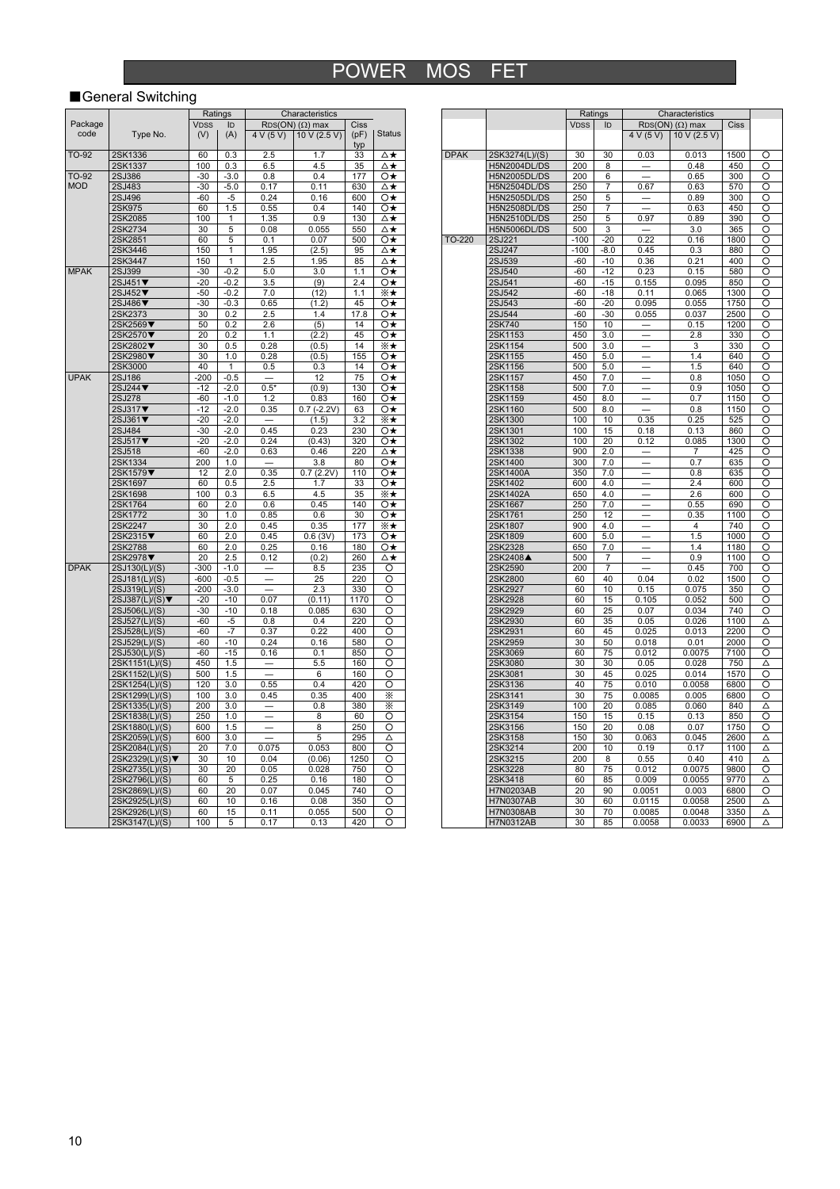# POWER MOS FET

## ■General Switching

| Package code | Type No. | Ratings $V_{DSS}$ (V) | $I_D$ (A) | Characteristics $R_{DS(ON)}$ (Ω) max 4 V (5 V) | 10 V (2.5 V) | Ciss (pF) typ | Status |
|---|---|---|---|---|---|---|---|
| TO-92 | 2SK1336 | 60 | 0.3 | 2.5 | 1.7 | 33 | △★ |
| | 2SK1337 | 100 | 0.3 | 6.5 | 4.5 | 35 | △★ |
| TO-92 MOD | 2SJ386 | -30 | -3.0 | 0.8 | 0.4 | 177 | ○★ |
| | 2SJ483 | -30 | -5.0 | 0.17 | 0.11 | 630 | △★ |
| | 2SJ496 | -60 | -5 | 0.24 | 0.16 | 600 | ○★ |
| | 2SK975 | 60 | 1.5 | 0.55 | 0.4 | 140 | ○★ |
| | 2SK2085 | 100 | 1 | 1.35 | 0.9 | 130 | △★ |
| | 2SK2734 | 30 | 5 | 0.08 | 0.055 | 550 | △★ |
| | 2SK2851 | 60 | 5 | 0.1 | 0.07 | 500 | ○★ |
| | 2SK3446 | 150 | 1 | 1.95 | (2.5) | 95 | △★ |
| | 2SK3447 | 150 | 1 | 2.5 | 1.95 | 85 | △★ |
| MPAK | 2SJ399 | -30 | -0.2 | 5.0 | 3.0 | 1.1 | ○★ |
| | 2SJ451▼ | -20 | -0.2 | 3.5 | (9) | 2.4 | ○★ |
| | 2SJ452▼ | -50 | -0.2 | 7.0 | (12) | 1.1 | ※★ |
| | 2SJ486▼ | -30 | -0.3 | 0.65 | (1.2) | 45 | ○★ |
| | 2SK2373 | 30 | 0.2 | 2.5 | 1.4 | 17.8 | ○★ |
| | 2SK2569▼ | 50 | 0.2 | 2.6 | (5) | 14 | ○★ |
| | 2SK2570▼ | 20 | 0.2 | 1.1 | (2.2) | 45 | ○★ |
| | 2SK2802▼ | 30 | 0.5 | 0.28 | (0.5) | 14 | ※★ |
| | 2SK2980▼ | 30 | 1.0 | 0.28 | (0.5) | 155 | ○★ |
| | 2SK3000 | 40 | 1 | 0.5 | 0.3 | 14 | ○★ |
| UPAK | 2SJ186 | -200 | -0.5 | — | 12 | 75 | ○★ |
| | 2SJ244▼ | -12 | -2.0 | 0.5* | (0.9) | 130 | ○★ |
| | 2SJ278 | -60 | -1.0 | 1.2 | 0.83 | 160 | ○★ |
| | 2SJ317▼ | -12 | -2.0 | 0.35 | 0.7 (-2.2V) | 63 | ○★ |
| | 2SJ361▼ | -20 | -2.0 | — | (1.5) | 3.2 | ※★ |
| | 2SJ484 | -30 | -2.0 | 0.45 | 0.23 | 230 | ○★ |
| | 2SJ517▼ | -20 | -2.0 | 0.24 | (0.43) | 320 | ○★ |
| | 2SJ518 | -60 | -2.0 | 0.63 | 0.46 | 220 | △★ |
| | 2SK1334 | 200 | 1.0 | — | 3.8 | 80 | ○★ |
| | 2SK1579▼ | 12 | 2.0 | 0.35 | 0.7 (2.2V) | 110 | ○★ |
| | 2SK1697 | 60 | 0.5 | 2.5 | 1.7 | 33 | ○★ |
| | 2SK1698 | 100 | 0.3 | 6.5 | 4.5 | 35 | ※★ |
| | 2SK1764 | 60 | 2.0 | 0.6 | 0.45 | 140 | ○★ |
| | 2SK1772 | 30 | 1.0 | 0.85 | 0.6 | 30 | ○★ |
| | 2SK2247 | 30 | 2.0 | 0.45 | 0.35 | 177 | ※★ |
| | 2SK2315▼ | 60 | 2.0 | 0.45 | 0.6 (3V) | 173 | ○★ |
| | 2SK2788 | 60 | 2.0 | 0.25 | 0.16 | 180 | ○★ |
| | 2SK2978▼ | 20 | 2.5 | 0.12 | (0.2) | 260 | △★ |
| DPAK | 2SJ130(L)/(S) | -300 | -1.0 | — | 8.5 | 235 | ○ |
| | 2SJ181(L)/(S) | -600 | -0.5 | — | 25 | 220 | ○ |
| | 2SJ319(L)/(S) | -200 | -3.0 | — | 2.3 | 330 | ○ |
| | 2SJ387(L)/(S)▼ | -20 | -10 | 0.07 | (0.11) | 1170 | ○ |
| | 2SJ506(L)/(S) | -30 | -10 | 0.18 | 0.085 | 630 | ○ |
| | 2SJ527(L)/(S) | -60 | -5 | 0.8 | 0.4 | 220 | ○ |
| | 2SJ528(L)/(S) | -60 | -7 | 0.37 | 0.22 | 400 | ○ |
| | 2SJ529(L)/(S) | -60 | -10 | 0.24 | 0.16 | 580 | ○ |
| | 2SJ530(L)/(S) | -60 | -15 | 0.16 | 0.1 | 850 | ○ |
| | 2SK1151(L)/(S) | 450 | 1.5 | — | 5.5 | 160 | ○ |
| | 2SK1152(L)/(S) | 500 | 1.5 | — | 6 | 160 | ○ |
| | 2SK1254(L)/(S) | 120 | 3.0 | 0.55 | 0.4 | 420 | ○ |
| | 2SK1299(L)/(S) | 100 | 3.0 | 0.45 | 0.35 | 400 | ※ |
| | 2SK1335(L)/(S) | 200 | 3.0 | — | 0.8 | 380 | ※ |
| | 2SK1838(L)/(S) | 250 | 1.0 | — | 8 | 60 | ○ |
| | 2SK1880(L)/(S) | 600 | 1.5 | — | 8 | 250 | ○ |
| | 2SK2059(L)/(S) | 600 | 3.0 | — | 5 | 295 | △ |
| | 2SK2084(L)/(S) | 20 | 7.0 | 0.075 | 0.053 | 800 | ○ |
| | 2SK2329(L)/(S)▼ | 30 | 10 | 0.04 | (0.06) | 1250 | ○ |
| | 2SK2735(L)/(S) | 30 | 20 | 0.05 | 0.028 | 750 | ○ |
| | 2SK2796(L)/(S) | 60 | 5 | 0.25 | 0.16 | 180 | ○ |
| | 2SK2869(L)/(S) | 60 | 20 | 0.07 | 0.045 | 740 | ○ |
| | 2SK2925(L)/(S) | 60 | 10 | 0.16 | 0.08 | 350 | ○ |
| | 2SK2926(L)/(S) | 60 | 15 | 0.11 | 0.055 | 500 | ○ |
| | 2SK3147(L)/(S) | 100 | 5 | 0.17 | 0.13 | 420 | ○ |
| DPAK | 2SK3274(L)/(S) | 30 | 30 | 0.03 | 0.013 | 1500 | ○ |
| | H5N2004DL/DS | 200 | 8 | — | 0.48 | 450 | ○ |
| | H5N2005DL/DS | 200 | 6 | — | 0.65 | 300 | ○ |
| | H5N2504DL/DS | 250 | 7 | 0.67 | 0.63 | 570 | ○ |
| | H5N2505DL/DS | 250 | 5 | — | 0.89 | 300 | ○ |
| | H5N2508DL/DS | 250 | 7 | — | 0.63 | 450 | ○ |
| | H5N2510DL/DS | 250 | 5 | 0.97 | 0.89 | 390 | ○ |
| | H5N5006DL/DS | 500 | 3 | — | 3.0 | 365 | ○ |
| TO-220 | 2SJ221 | -100 | -20 | 0.22 | 0.16 | 1800 | ○ |
| | 2SJ247 | -100 | -8.0 | 0.45 | 0.3 | 880 | ○ |
| | 2SJ539 | -60 | -10 | 0.36 | 0.21 | 400 | ○ |
| | 2SJ540 | -60 | -12 | 0.23 | 0.15 | 580 | ○ |
| | 2SJ541 | -60 | -15 | 0.155 | 0.095 | 850 | ○ |
| | 2SJ542 | -60 | -18 | 0.11 | 0.065 | 1300 | ○ |
| | 2SJ543 | -60 | -20 | 0.095 | 0.055 | 1750 | ○ |
| | 2SJ544 | -60 | -30 | 0.055 | 0.037 | 2500 | ○ |
| | 2SK740 | 150 | 10 | — | 0.15 | 1200 | ○ |
| | 2SK1153 | 450 | 3.0 | — | 2.8 | 330 | ○ |
| | 2SK1154 | 500 | 3.0 | — | 3 | 330 | ○ |
| | 2SK1155 | 450 | 5.0 | — | 1.4 | 640 | ○ |
| | 2SK1156 | 500 | 5.0 | — | 1.5 | 640 | ○ |
| | 2SK1157 | 450 | 7.0 | — | 0.8 | 1050 | ○ |
| | 2SK1158 | 500 | 7.0 | — | 0.9 | 1050 | ○ |
| | 2SK1159 | 450 | 8.0 | — | 0.7 | 1150 | ○ |
| | 2SK1160 | 500 | 8.0 | — | 0.8 | 1150 | ○ |
| | 2SK1300 | 100 | 10 | 0.35 | 0.25 | 525 | ○ |
| | 2SK1301 | 100 | 15 | 0.18 | 0.13 | 860 | ○ |
| | 2SK1302 | 100 | 20 | 0.12 | 0.085 | 1300 | ○ |
| | 2SK1338 | 900 | 2.0 | — | 7 | 425 | ○ |
| | 2SK1400 | 300 | 7.0 | — | 0.7 | 635 | ○ |
| | 2SK1400A | 350 | 7.0 | — | 0.8 | 635 | ○ |
| | 2SK1402 | 600 | 4.0 | — | 2.4 | 600 | ○ |
| | 2SK1402A | 650 | 4.0 | — | 2.6 | 600 | ○ |
| | 2SK1667 | 250 | 7.0 | — | 0.55 | 690 | ○ |
| | 2SK1761 | 250 | 12 | — | 0.35 | 1100 | ○ |
| | 2SK1807 | 900 | 4.0 | — | 4 | 740 | ○ |
| | 2SK1809 | 600 | 5.0 | — | 1.5 | 1000 | ○ |
| | 2SK2328 | 650 | 7.0 | — | 1.4 | 1180 | ○ |
| | 2SK2408▲ | 500 | 7 | — | 0.9 | 1100 | ○ |
| | 2SK2590 | 200 | 7 | — | 0.45 | 700 | ○ |
| | 2SK2800 | 60 | 40 | 0.04 | 0.02 | 1500 | ○ |
| | 2SK2927 | 60 | 10 | 0.15 | 0.075 | 350 | ○ |
| | 2SK2928 | 60 | 15 | 0.105 | 0.052 | 500 | ○ |
| | 2SK2929 | 60 | 25 | 0.07 | 0.034 | 740 | ○ |
| | 2SK2930 | 60 | 35 | 0.05 | 0.026 | 1100 | △ |
| | 2SK2931 | 60 | 45 | 0.025 | 0.013 | 2200 | ○ |
| | 2SK2959 | 30 | 50 | 0.018 | 0.01 | 2000 | ○ |
| | 2SK3069 | 60 | 75 | 0.012 | 0.0075 | 7100 | ○ |
| | 2SK3080 | 30 | 30 | 0.05 | 0.028 | 750 | △ |
| | 2SK3081 | 30 | 45 | 0.025 | 0.014 | 1570 | ○ |
| | 2SK3136 | 40 | 75 | 0.010 | 0.0058 | 6800 | ○ |
| | 2SK3141 | 30 | 75 | 0.0085 | 0.005 | 6800 | ○ |
| | 2SK3149 | 100 | 20 | 0.085 | 0.060 | 840 | △ |
| | 2SK3154 | 150 | 15 | 0.15 | 0.13 | 850 | ○ |
| | 2SK3156 | 150 | 20 | 0.08 | 0.07 | 1750 | ○ |
| | 2SK3158 | 150 | 30 | 0.063 | 0.045 | 2600 | △ |
| | 2SK3214 | 200 | 10 | 0.19 | 0.17 | 1100 | △ |
| | 2SK3215 | 200 | 8 | 0.55 | 0.40 | 410 | △ |
| | 2SK3228 | 80 | 75 | 0.012 | 0.0075 | 9800 | ○ |
| | 2SK3418 | 60 | 85 | 0.009 | 0.0055 | 9770 | △ |
| | H7N0203AB | 20 | 90 | 0.0051 | 0.003 | 6800 | ○ |
| | H7N0307AB | 30 | 60 | 0.0115 | 0.0058 | 2500 | △ |
| | H7N0308AB | 30 | 70 | 0.0085 | 0.0048 | 3350 | △ |
| | H7N0312AB | 30 | 85 | 0.0058 | 0.0033 | 6900 | △ |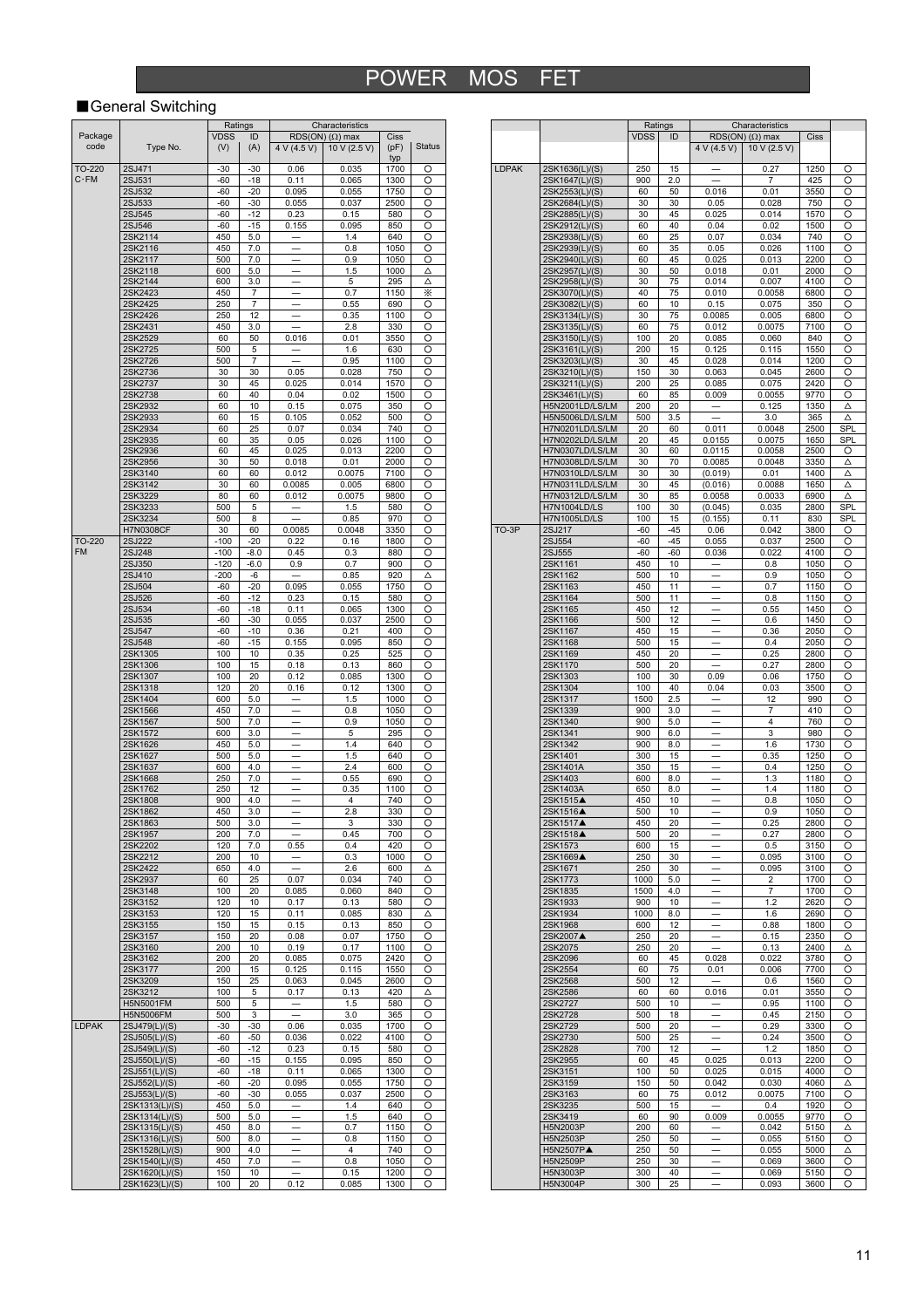# POWER MOS FET

## ■General Switching

| Package code | Type No. | Ratings VDSS (V) | Ratings ID (A) | RDS(ON) (Ω) max 4 V (4.5 V) | RDS(ON) (Ω) max 10 V (2.5 V) | Ciss (pF) typ | Status |
|---|---|---|---|---|---|---|---|
| TO-220 C·FM | 2SJ471 | -30 | -30 | 0.06 | 0.035 | 1700 | ○ |
| | 2SJ531 | -60 | -18 | 0.11 | 0.065 | 1300 | ○ |
| | 2SJ532 | -60 | -20 | 0.095 | 0.055 | 1750 | ○ |
| | 2SJ533 | -60 | -30 | 0.055 | 0.037 | 2500 | ○ |
| | 2SJ545 | -60 | -12 | 0.23 | 0.15 | 580 | ○ |
| | 2SJ546 | -60 | -15 | 0.155 | 0.095 | 850 | ○ |
| | 2SK2114 | 450 | 5.0 | — | 1.4 | 640 | ○ |
| | 2SK2116 | 450 | 7.0 | — | 0.8 | 1050 | ○ |
| | 2SK2117 | 500 | 7.0 | — | 0.9 | 1050 | ○ |
| | 2SK2118 | 600 | 5.0 | — | 1.5 | 1000 | △ |
| | 2SK2144 | 600 | 3.0 | — | 5 | 295 | △ |
| | 2SK2423 | 450 | 7 | — | 0.7 | 1150 | ※ |
| | 2SK2425 | 250 | 7 | — | 0.55 | 690 | ○ |
| | 2SK2426 | 250 | 12 | — | 0.35 | 1100 | ○ |
| | 2SK2431 | 450 | 3.0 | — | 2.8 | 330 | ○ |
| | 2SK2529 | 60 | 50 | 0.016 | 0.01 | 3550 | ○ |
| | 2SK2725 | 500 | 5 | — | 1.6 | 630 | ○ |
| | 2SK2726 | 500 | 7 | — | 0.95 | 1100 | ○ |
| | 2SK2736 | 30 | 30 | 0.05 | 0.028 | 750 | ○ |
| | 2SK2737 | 30 | 45 | 0.025 | 0.014 | 1570 | ○ |
| | 2SK2738 | 60 | 40 | 0.04 | 0.02 | 1500 | ○ |
| | 2SK2932 | 60 | 10 | 0.15 | 0.075 | 350 | ○ |
| | 2SK2933 | 60 | 15 | 0.105 | 0.052 | 500 | ○ |
| | 2SK2934 | 60 | 25 | 0.07 | 0.034 | 740 | ○ |
| | 2SK2935 | 60 | 35 | 0.05 | 0.026 | 1100 | ○ |
| | 2SK2936 | 60 | 45 | 0.025 | 0.013 | 2200 | ○ |
| | 2SK2956 | 30 | 50 | 0.018 | 0.01 | 2000 | ○ |
| | 2SK3140 | 60 | 60 | 0.012 | 0.0075 | 7100 | ○ |
| | 2SK3142 | 30 | 60 | 0.0085 | 0.005 | 6800 | ○ |
| | 2SK3229 | 80 | 60 | 0.012 | 0.0075 | 9800 | ○ |
| | 2SK3233 | 500 | 5 | — | 1.5 | 580 | ○ |
| | 2SK3234 | 500 | 8 | — | 0.85 | 970 | ○ |
| | H7N0308CF | 30 | 60 | 0.0085 | 0.0048 | 3350 | ○ |
| TO-220 FM | 2SJ222 | -100 | -20 | 0.22 | 0.16 | 1800 | ○ |
| | 2SJ248 | -100 | -8.0 | 0.45 | 0.3 | 880 | ○ |
| | 2SJ350 | -120 | -6.0 | 0.9 | 0.7 | 900 | ○ |
| | 2SJ410 | -200 | -6 | — | 0.85 | 920 | △ |
| | 2SJ504 | -60 | -20 | 0.095 | 0.055 | 1750 | ○ |
| | 2SJ526 | -60 | -12 | 0.23 | 0.15 | 580 | ○ |
| | 2SJ535 | -60 | -30 | 0.055 | 0.037 | 2500 | ○ |
| | 2SJ547 | -60 | -10 | 0.36 | 0.21 | 400 | ○ |
| | 2SJ548 | -60 | -15 | 0.155 | 0.095 | 850 | ○ |
| | 2SK1305 | 100 | 10 | 0.35 | 0.25 | 525 | ○ |
| | 2SK1306 | 100 | 15 | 0.18 | 0.13 | 860 | ○ |
| | 2SK1307 | 100 | 20 | 0.12 | 0.085 | 1300 | ○ |
| | 2SK1318 | 120 | 20 | 0.16 | 0.12 | 1300 | ○ |
| | 2SK1404 | 600 | 5.0 | — | 1.5 | 1000 | ○ |
| | 2SK1566 | 450 | 7.0 | — | 0.8 | 1050 | ○ |
| | 2SK1567 | 500 | 7.0 | — | 0.9 | 1050 | ○ |
| | 2SK1572 | 600 | 3.0 | — | 5 | 295 | ○ |
| | 2SK1626 | 450 | 5.0 | — | 1.4 | 640 | ○ |
| | 2SK1627 | 500 | 5.0 | — | 1.5 | 640 | ○ |
| | 2SK1637 | 600 | 4.0 | — | 2.4 | 600 | ○ |
| | 2SK1668 | 250 | 7.0 | — | 0.55 | 690 | ○ |
| | 2SK1762 | 250 | 12 | — | 0.35 | 1100 | ○ |
| | 2SK1808 | 900 | 4.0 | — | 4 | 740 | ○ |
| | 2SK1862 | 450 | 3.0 | — | 2.8 | 330 | ○ |
| | 2SK1863 | 500 | 3.0 | — | 3 | 330 | ○ |
| | 2SK1957 | 200 | 7.0 | — | 0.45 | 700 | ○ |
| | 2SK2202 | 120 | 7.0 | 0.55 | 0.4 | 420 | ○ |
| | 2SK2212 | 200 | 10 | — | 0.3 | 1000 | ○ |
| | 2SK2422 | 650 | 4.0 | — | 2.6 | 600 | △ |
| | 2SK2937 | 60 | 25 | 0.07 | 0.034 | 740 | ○ |
| | 2SK3148 | 100 | 20 | 0.085 | 0.060 | 840 | ○ |
| | 2SK3152 | 120 | 10 | 0.17 | 0.13 | 580 | ○ |
| | 2SK3153 | 120 | 15 | 0.11 | 0.085 | 830 | △ |
| | 2SK3155 | 150 | 15 | 0.15 | 0.13 | 850 | ○ |
| | 2SK3157 | 150 | 20 | 0.08 | 0.07 | 1750 | ○ |
| | 2SK3160 | 200 | 10 | 0.19 | 0.17 | 1100 | ○ |
| | 2SK3162 | 200 | 20 | 0.085 | 0.075 | 2420 | ○ |
| | 2SK3177 | 200 | 15 | 0.125 | 0.115 | 1550 | ○ |
| | 2SK3209 | 150 | 25 | 0.063 | 0.045 | 2600 | ○ |
| | 2SK3212 | 100 | 5 | 0.17 | 0.13 | 420 | △ |
| | H5N5001FM | 500 | 5 | — | 1.5 | 580 | ○ |
| | H5N5006FM | 500 | 3 | — | 3.0 | 365 | ○ |
| LDPAK | 2SJ479(L)/(S) | -30 | -30 | 0.06 | 0.035 | 1700 | ○ |
| | 2SJ505(L)/(S) | -60 | -50 | 0.036 | 0.022 | 4100 | ○ |
| | 2SJ549(L)/(S) | -60 | -12 | 0.23 | 0.15 | 580 | ○ |
| | 2SJ550(L)/(S) | -60 | -15 | 0.155 | 0.095 | 850 | ○ |
| | 2SJ551(L)/(S) | -60 | -18 | 0.11 | 0.065 | 1300 | ○ |
| | 2SJ552(L)/(S) | -60 | -20 | 0.095 | 0.055 | 1750 | ○ |
| | 2SJ553(L)/(S) | -60 | -30 | 0.055 | 0.037 | 2500 | ○ |
| | 2SK1313(L)/(S) | 450 | 5.0 | — | 1.4 | 640 | ○ |
| | 2SK1314(L)/(S) | 500 | 5.0 | — | 1.5 | 640 | ○ |
| | 2SK1315(L)/(S) | 450 | 8.0 | — | 0.7 | 1150 | ○ |
| | 2SK1316(L)/(S) | 500 | 8.0 | — | 0.8 | 1150 | ○ |
| | 2SK1528(L)/(S) | 900 | 4.0 | — | 4 | 740 | ○ |
| | 2SK1540(L)/(S) | 450 | 7.0 | — | 0.8 | 1050 | ○ |
| | 2SK1620(L)/(S) | 150 | 10 | — | 0.15 | 1200 | ○ |
| | 2SK1623(L)/(S) | 100 | 20 | 0.12 | 0.085 | 1300 | ○ |
| LDPAK | 2SK1636(L)/(S) | 250 | 15 | — | 0.27 | 1250 | ○ |
| | 2SK1647(L)/(S) | 900 | 2.0 | — | 7 | 425 | ○ |
| | 2SK2553(L)/(S) | 60 | 50 | 0.016 | 0.01 | 3550 | ○ |
| | 2SK2684(L)/(S) | 30 | 30 | 0.05 | 0.028 | 750 | ○ |
| | 2SK2885(L)/(S) | 30 | 45 | 0.025 | 0.014 | 1570 | ○ |
| | 2SK2912(L)/(S) | 60 | 40 | 0.04 | 0.02 | 1500 | ○ |
| | 2SK2938(L)/(S) | 60 | 25 | 0.07 | 0.034 | 740 | ○ |
| | 2SK2939(L)/(S) | 60 | 35 | 0.05 | 0.026 | 1100 | ○ |
| | 2SK2940(L)/(S) | 60 | 45 | 0.025 | 0.013 | 2200 | ○ |
| | 2SK2957(L)/(S) | 30 | 50 | 0.018 | 0.01 | 2000 | ○ |
| | 2SK2958(L)/(S) | 30 | 75 | 0.014 | 0.007 | 4100 | ○ |
| | 2SK3070(L)/(S) | 40 | 75 | 0.010 | 0.0058 | 6800 | ○ |
| | 2SK3082(L)/(S) | 60 | 10 | 0.15 | 0.075 | 350 | ○ |
| | 2SK3134(L)/(S) | 30 | 75 | 0.0085 | 0.005 | 6800 | ○ |
| | 2SK3135(L)/(S) | 60 | 75 | 0.012 | 0.0075 | 7100 | ○ |
| | 2SK3150(L)/(S) | 100 | 20 | 0.085 | 0.060 | 840 | ○ |
| | 2SK3161(L)/(S) | 200 | 15 | 0.125 | 0.115 | 1550 | ○ |
| | 2SK3203(L)/(S) | 30 | 45 | 0.028 | 0.014 | 1200 | ○ |
| | 2SK3210(L)/(S) | 150 | 30 | 0.063 | 0.045 | 2600 | ○ |
| | 2SK3211(L)/(S) | 200 | 25 | 0.085 | 0.075 | 2420 | ○ |
| | 2SK3461(L)/(S) | 60 | 85 | 0.009 | 0.0055 | 9770 | ○ |
| | H5N2001LD/LS/LM | 200 | 20 | — | 0.125 | 1350 | △ |
| | H5N5006LD/LS/LM | 500 | 3.5 | — | 3.0 | 365 | △ |
| | H7N0201LD/LS/LM | 20 | 60 | 0.011 | 0.0048 | 2500 | SPL |
| | H7N0202LD/LS/LM | 20 | 45 | 0.0155 | 0.0075 | 1650 | SPL |
| | H7N0307LD/LS/LM | 30 | 60 | 0.0115 | 0.0058 | 2500 | ○ |
| | H7N0308LD/LS/LM | 30 | 70 | 0.0085 | 0.0048 | 3350 | △ |
| | H7N0310LD/LS/LM | 30 | 30 | (0.019) | 0.01 | 1400 | △ |
| | H7N0311LD/LS/LM | 30 | 45 | (0.016) | 0.0088 | 1650 | △ |
| | H7N0312LD/LS/LM | 30 | 85 | 0.0058 | 0.0033 | 6900 | △ |
| | H7N1004LD/LS | 100 | 30 | (0.045) | 0.035 | 2800 | SPL |
| | H7N1005LD/LS | 100 | 15 | (0.155) | 0.11 | 830 | SPL |
| TO-3P | 2SJ217 | -60 | -45 | 0.06 | 0.042 | 3800 | ○ |
| | 2SJ554 | -60 | -45 | 0.055 | 0.037 | 2500 | ○ |
| | 2SJ555 | -60 | -60 | 0.036 | 0.022 | 4100 | ○ |
| | 2SK1161 | 450 | 10 | — | 0.8 | 1050 | ○ |
| | 2SK1162 | 500 | 10 | — | 0.9 | 1050 | ○ |
| | 2SK1163 | 450 | 11 | — | 0.7 | 1150 | ○ |
| | 2SK1164 | 500 | 11 | — | 0.8 | 1150 | ○ |
| | 2SK1165 | 450 | 12 | — | 0.55 | 1450 | ○ |
| | 2SK1166 | 500 | 12 | — | 0.6 | 1450 | ○ |
| | 2SK1167 | 450 | 15 | — | 0.36 | 2050 | ○ |
| | 2SK1168 | 500 | 15 | — | 0.4 | 2050 | ○ |
| | 2SK1169 | 450 | 20 | — | 0.25 | 2800 | ○ |
| | 2SK1170 | 500 | 20 | — | 0.27 | 2800 | ○ |
| | 2SK1303 | 100 | 30 | 0.09 | 0.06 | 1750 | ○ |
| | 2SK1304 | 100 | 40 | 0.04 | 0.03 | 3500 | ○ |
| | 2SK1317 | 1500 | 2.5 | — | 12 | 990 | ○ |
| | 2SK1339 | 900 | 3.0 | — | 7 | 410 | ○ |
| | 2SK1340 | 900 | 5.0 | — | 4 | 760 | ○ |
| | 2SK1341 | 900 | 6.0 | — | 3 | 980 | ○ |
| | 2SK1342 | 900 | 8.0 | — | 1.6 | 1730 | ○ |
| | 2SK1401 | 300 | 15 | — | 0.35 | 1250 | ○ |
| | 2SK1401A | 350 | 15 | — | 0.4 | 1250 | ○ |
| | 2SK1403 | 600 | 8.0 | — | 1.3 | 1180 | ○ |
| | 2SK1403A | 650 | 8.0 | — | 1.4 | 1180 | ○ |
| | 2SK1515▲ | 450 | 10 | — | 0.8 | 1050 | ○ |
| | 2SK1516▲ | 500 | 10 | — | 0.9 | 1050 | ○ |
| | 2SK1517▲ | 450 | 20 | — | 0.25 | 2800 | ○ |
| | 2SK1518▲ | 500 | 20 | — | 0.27 | 2800 | ○ |
| | 2SK1573 | 600 | 15 | — | 0.5 | 3150 | ○ |
| | 2SK1669▲ | 250 | 30 | — | 0.095 | 3100 | ○ |
| | 2SK1671 | 250 | 30 | — | 0.095 | 3100 | ○ |
| | 2SK1773 | 1000 | 5.0 | — | 2 | 1700 | ○ |
| | 2SK1835 | 1500 | 4.0 | — | 7 | 1700 | ○ |
| | 2SK1933 | 900 | 10 | — | 1.2 | 2620 | ○ |
| | 2SK1934 | 1000 | 8.0 | — | 1.6 | 2690 | ○ |
| | 2SK1968 | 600 | 12 | — | 0.88 | 1800 | ○ |
| | 2SK2007▲ | 250 | 20 | — | 0.15 | 2350 | ○ |
| | 2SK2075 | 250 | 20 | — | 0.13 | 2400 | △ |
| | 2SK2096 | 60 | 45 | 0.028 | 0.022 | 3780 | ○ |
| | 2SK2554 | 60 | 75 | 0.01 | 0.006 | 7700 | ○ |
| | 2SK2568 | 500 | 12 | — | 0.6 | 1560 | ○ |
| | 2SK2586 | 60 | 60 | 0.016 | 0.01 | 3550 | ○ |
| | 2SK2727 | 500 | 10 | — | 0.95 | 1100 | ○ |
| | 2SK2728 | 500 | 18 | — | 0.45 | 2150 | ○ |
| | 2SK2729 | 500 | 20 | — | 0.29 | 3300 | ○ |
| | 2SK2730 | 500 | 25 | — | 0.24 | 3500 | ○ |
| | 2SK2828 | 700 | 12 | — | 1.2 | 1850 | ○ |
| | 2SK2955 | 60 | 45 | 0.025 | 0.013 | 2200 | ○ |
| | 2SK3151 | 100 | 50 | 0.025 | 0.015 | 4000 | ○ |
| | 2SK3159 | 150 | 50 | 0.042 | 0.030 | 4060 | △ |
| | 2SK3163 | 60 | 75 | 0.012 | 0.0075 | 7100 | ○ |
| | 2SK3235 | 500 | 15 | — | 0.4 | 1920 | ○ |
| | 2SK3419 | 60 | 90 | 0.009 | 0.0055 | 9770 | ○ |
| | H5N2003P | 200 | 60 | — | 0.042 | 5150 | △ |
| | H5N2503P | 250 | 50 | — | 0.055 | 5150 | ○ |
| | H5N2507P▲ | 250 | 50 | — | 0.055 | 5000 | △ |
| | H5N2509P | 250 | 30 | — | 0.069 | 3600 | ○ |
| | H5N3003P | 300 | 40 | — | 0.069 | 5150 | ○ |
| | H5N3004P | 300 | 25 | — | 0.093 | 3600 | ○ |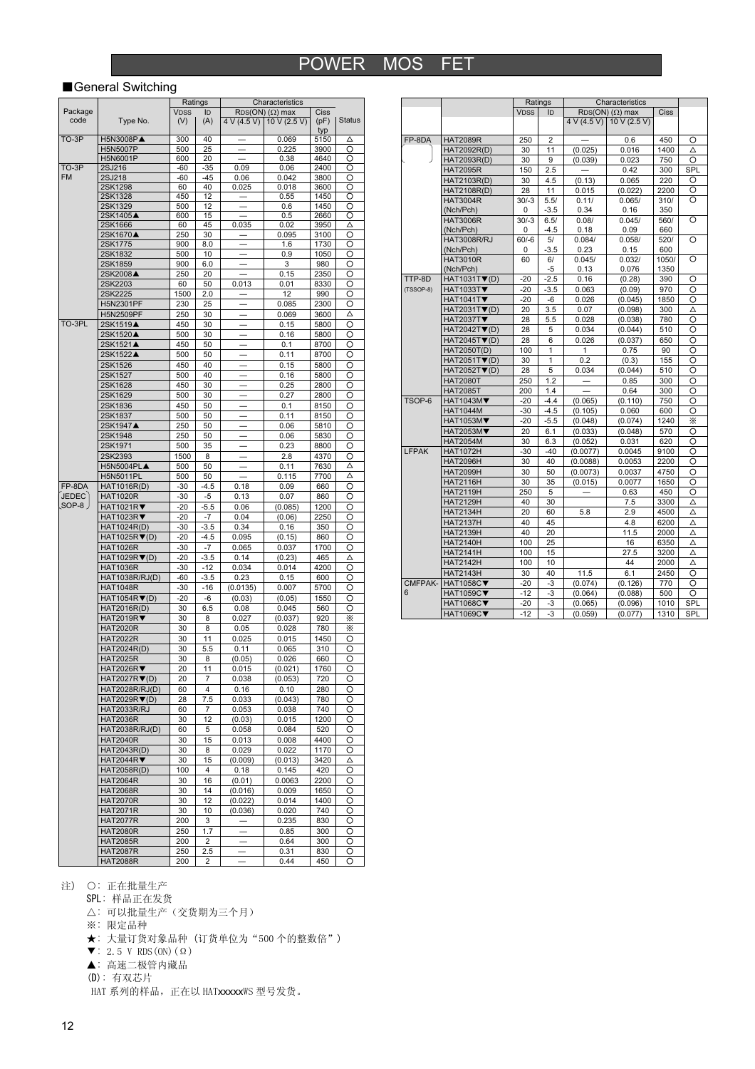# POWER MOS FET

## ■General Switching

| Package code | Type No. | Ratings $V_{DSS}$ (V) | $I_D$ (A) | Characteristics $R_{DS(ON)}$ (Ω) max 4 V (4.5 V) | 10 V (2.5 V) | Ciss (pF) typ | Status |
|---|---|---|---|---|---|---|---|
| TO-3P | H5N3008P▲ | 300 | 40 | — | 0.069 | 5150 | △ |
| | H5N5007P | 500 | 25 | — | 0.225 | 3900 | ○ |
| | H5N6001P | 600 | 20 | — | 0.38 | 4640 | ○ |
| TO-3P FM | 2SJ216 | -60 | -35 | 0.09 | 0.06 | 2400 | ○ |
| | 2SJ218 | -60 | -45 | 0.06 | 0.042 | 3800 | ○ |
| | 2SK1298 | 60 | 40 | 0.025 | 0.018 | 3600 | ○ |
| | 2SK1328 | 450 | 12 | — | 0.55 | 1450 | ○ |
| | 2SK1329 | 500 | 12 | — | 0.6 | 1450 | ○ |
| | 2SK1405▲ | 600 | 15 | — | 0.5 | 2660 | ○ |
| | 2SK1666 | 60 | 45 | 0.035 | 0.02 | 3950 | △ |
| | 2SK1670▲ | 250 | 30 | — | 0.095 | 3100 | ○ |
| | 2SK1775 | 900 | 8.0 | — | 1.6 | 1730 | ○ |
| | 2SK1832 | 500 | 10 | — | 0.9 | 1050 | ○ |
| | 2SK1859 | 900 | 6.0 | — | 3 | 980 | ○ |
| | 2SK2008▲ | 250 | 20 | — | 0.15 | 2350 | ○ |
| | 2SK2203 | 60 | 50 | 0.013 | 0.01 | 8330 | ○ |
| | 2SK2225 | 1500 | 2.0 | — | 12 | 990 | ○ |
| | H5N2301PF | 230 | 25 | — | 0.085 | 2300 | ○ |
| | H5N2509PF | 250 | 30 | — | 0.069 | 3600 | △ |
| TO-3PL | 2SK1519▲ | 450 | 30 | — | 0.15 | 5800 | ○ |
| | 2SK1520▲ | 500 | 30 | — | 0.16 | 5800 | ○ |
| | 2SK1521▲ | 450 | 50 | — | 0.1 | 8700 | ○ |
| | 2SK1522▲ | 500 | 50 | — | 0.11 | 8700 | ○ |
| | 2SK1526 | 450 | 40 | — | 0.15 | 5800 | ○ |
| | 2SK1527 | 500 | 40 | — | 0.16 | 5800 | ○ |
| | 2SK1628 | 450 | 30 | — | 0.25 | 2800 | ○ |
| | 2SK1629 | 500 | 30 | — | 0.27 | 2800 | ○ |
| | 2SK1836 | 450 | 50 | — | 0.1 | 8150 | ○ |
| | 2SK1837 | 500 | 50 | — | 0.11 | 8150 | ○ |
| | 2SK1947▲ | 250 | 50 | — | 0.06 | 5810 | ○ |
| | 2SK1948 | 250 | 50 | — | 0.06 | 5830 | ○ |
| | 2SK1971 | 500 | 35 | — | 0.23 | 8800 | ○ |
| | 2SK2393 | 1500 | 8 | — | 2.8 | 4370 | ○ |
| | H5N5004PL▲ | 500 | 50 | — | 0.11 | 7630 | △ |
| | H5N5011PL | 500 | 50 | — | 0.115 | 7700 | △ |
| FP-8DA (JEDEC SOP-8) | HAT1016R(D) | -30 | -4.5 | 0.18 | 0.09 | 660 | ○ |
| | HAT1020R | -30 | -5 | 0.13 | 0.07 | 860 | ○ |
| | HAT1021R▼ | -20 | -5.5 | 0.06 | (0.085) | 1200 | ○ |
| | HAT1023R▼ | -20 | -7 | 0.04 | (0.06) | 2250 | ○ |
| | HAT1024R(D) | -30 | -3.5 | 0.34 | 0.16 | 350 | ○ |
| | HAT1025R▼(D) | -20 | -4.5 | 0.095 | (0.15) | 860 | ○ |
| | HAT1026R | -30 | -7 | 0.065 | 0.037 | 1700 | ○ |
| | HAT1029R▼(D) | -20 | -3.5 | 0.14 | (0.23) | 465 | △ |
| | HAT1036R | -30 | -12 | 0.034 | 0.014 | 4200 | ○ |
| | HAT1038R/RJ(D) | -60 | -3.5 | 0.23 | 0.15 | 600 | ○ |
| | HAT1048R | -30 | -16 | (0.0135) | 0.007 | 5700 | ○ |
| | HAT1054R▼(D) | -20 | -6 | (0.03) | (0.05) | 1550 | ○ |
| | HAT2016R(D) | 30 | 6.5 | 0.08 | 0.045 | 560 | ○ |
| | HAT2019R▼ | 30 | 8 | 0.027 | (0.037) | 920 | ※ |
| | HAT2020R | 30 | 8 | 0.05 | 0.028 | 780 | ※ |
| | HAT2022R | 30 | 11 | 0.025 | 0.015 | 1450 | ○ |
| | HAT2024R(D) | 30 | 5.5 | 0.11 | 0.065 | 310 | ○ |
| | HAT2025R | 30 | 8 | (0.05) | 0.026 | 660 | ○ |
| | HAT2026R▼ | 20 | 11 | 0.015 | (0.021) | 1760 | ○ |
| | HAT2027R▼(D) | 20 | 7 | 0.038 | (0.053) | 720 | ○ |
| | HAT2028R/RJ(D) | 60 | 4 | 0.16 | 0.10 | 280 | ○ |
| | HAT2029R▼(D) | 28 | 7.5 | 0.033 | (0.043) | 780 | ○ |
| | HAT2033R/RJ | 60 | 7 | 0.053 | 0.038 | 740 | ○ |
| | HAT2036R | 30 | 12 | (0.03) | 0.015 | 1200 | ○ |
| | HAT2038R/RJ(D) | 60 | 5 | 0.058 | 0.084 | 520 | ○ |
| | HAT2040R | 30 | 15 | 0.013 | 0.008 | 4400 | ○ |
| | HAT2043R(D) | 30 | 8 | 0.029 | 0.022 | 1170 | ○ |
| | HAT2044R▼ | 30 | 15 | (0.009) | (0.013) | 3420 | △ |
| | HAT2058R(D) | 100 | 4 | 0.18 | 0.145 | 420 | ○ |
| | HAT2064R | 30 | 16 | (0.01) | 0.0063 | 2200 | ○ |
| | HAT2068R | 30 | 14 | (0.016) | 0.009 | 1650 | ○ |
| | HAT2070R | 30 | 12 | (0.022) | 0.014 | 1400 | ○ |
| | HAT2071R | 30 | 10 | (0.036) | 0.020 | 740 | ○ |
| | HAT2077R | 200 | 3 | — | 0.235 | 830 | ○ |
| | HAT2080R | 250 | 1.7 | — | 0.85 | 300 | ○ |
| | HAT2085R | 200 | 2 | — | 0.64 | 300 | ○ |
| | HAT2087R | 250 | 2.5 | — | 0.31 | 830 | ○ |
| | HAT2088R | 200 | 2 | — | 0.44 | 450 | ○ |
| FP-8DA | HAT2089R | 250 | 2 | — | 0.6 | 450 | ○ |
| | HAT2092R(D) | 30 | 11 | (0.025) | 0.016 | 1400 | △ |
| | HAT2093R(D) | 30 | 9 | (0.039) | 0.023 | 750 | ○ |
| | HAT2095R | 150 | 2.5 | — | 0.42 | 300 | SPL |
| | HAT2103R(D) | 30 | 4.5 | (0.13) | 0.065 | 220 | ○ |
| | HAT2108R(D) | 28 | 11 | 0.015 | (0.022) | 2200 | ○ |
| | HAT3004R (Nch/Pch) | 30/-30 | 5.5/-3.5 | 0.11/0.34 | 0.065/0.16 | 310/350 | ○ |
| | HAT3006R (Nch/Pch) | 30/-30 | 6.5/-4.5 | 0.08/0.18 | 0.045/0.09 | 560/660 | ○ |
| | HAT3008R/RJ (Nch/Pch) | 60/-60 | 5/-3.5 | 0.084/0.23 | 0.058/0.15 | 520/600 | ○ |
| | HAT3010R (Nch/Pch) | 60 | 6/-5 | 0.045/0.13 | 0.032/0.076 | 1050/1350 | ○ |
| TTP-8D (TSSOP-8) | HAT1031T▼(D) | -20 | -2.5 | 0.16 | (0.28) | 390 | ○ |
| | HAT1033T▼ | -20 | -3.5 | 0.063 | (0.09) | 970 | ○ |
| | HAT1041T▼ | -20 | -6 | 0.026 | (0.045) | 1850 | ○ |
| | HAT2031T▼(D) | 20 | 3.5 | 0.07 | (0.098) | 300 | △ |
| | HAT2037T▼ | 28 | 5.5 | 0.028 | (0.038) | 780 | ○ |
| | HAT2042T▼(D) | 28 | 5 | 0.034 | (0.044) | 510 | ○ |
| | HAT2045T▼(D) | 28 | 6 | 0.026 | (0.037) | 650 | ○ |
| | HAT2050T(D) | 100 | 1 | 1 | 0.75 | 90 | ○ |
| | HAT2051T▼(D) | 30 | 1 | 0.2 | (0.3) | 155 | ○ |
| | HAT2052T▼(D) | 28 | 5 | 0.034 | (0.044) | 510 | ○ |
| | HAT2080T | 250 | 1.2 | — | 0.85 | 300 | ○ |
| | HAT2085T | 200 | 1.4 | — | 0.64 | 300 | ○ |
| TSOP-6 | HAT1043M▼ | -20 | -4.4 | (0.065) | (0.110) | 750 | ○ |
| | HAT1044M | -30 | -4.5 | (0.105) | 0.060 | 600 | ○ |
| | HAT1053M▼ | -20 | -5.5 | (0.048) | (0.074) | 1240 | ※ |
| | HAT2053M▼ | 20 | 6.1 | (0.033) | (0.048) | 570 | ○ |
| | HAT2054M | 30 | 6.3 | (0.052) | 0.031 | 620 | ○ |
| LFPAK | HAT1072H | -30 | -40 | (0.0077) | 0.0045 | 9100 | ○ |
| | HAT2096H | 30 | 40 | (0.0088) | 0.0053 | 2200 | ○ |
| | HAT2099H | 30 | 50 | (0.0073) | 0.0037 | 4750 | ○ |
| | HAT2116H | 30 | 35 | (0.015) | 0.0077 | 1650 | ○ |
| | HAT2119H | 250 | 5 | — | 0.63 | 450 | ○ |
| | HAT2129H | 40 | 30 | | 7.5 | 3300 | △ |
| | HAT2134H | 20 | 60 | 5.8 | 2.9 | 4500 | △ |
| | HAT2137H | 40 | 45 | | 4.8 | 6200 | △ |
| | HAT2139H | 40 | 20 | | 11.5 | 2000 | △ |
| | HAT2140H | 100 | 25 | | 16 | 6350 | △ |
| | HAT2141H | 100 | 15 | | 27.5 | 3200 | △ |
| | HAT2142H | 100 | 10 | | 44 | 2000 | △ |
| | HAT2143H | 30 | 40 | 11.5 | 6.1 | 2450 | ○ |
| CMFPAK-6 | HAT1058C▼ | -20 | -3 | (0.074) | (0.126) | 770 | ○ |
| | HAT1059C▼ | -12 | -3 | (0.064) | (0.088) | 500 | ○ |
| | HAT1068C▼ | -20 | -3 | (0.065) | (0.096) | 1010 | SPL |
| | HAT1069C▼ | -12 | -3 | (0.059) | (0.077) | 1310 | SPL |

注) ○：正在批量生产
SPL：样品正在发货
△：可以批量生产（交货期为三个月）
※：限定品种
★：大量订货对象品种（订货单位为“500 个的整数倍”）
▼：2.5 V RDS(ON)(Ω)
▲：高速二极管内藏品
(D)：有双芯片
HAT 系列的样品，正在以 HATxxxxxWS 型号发货。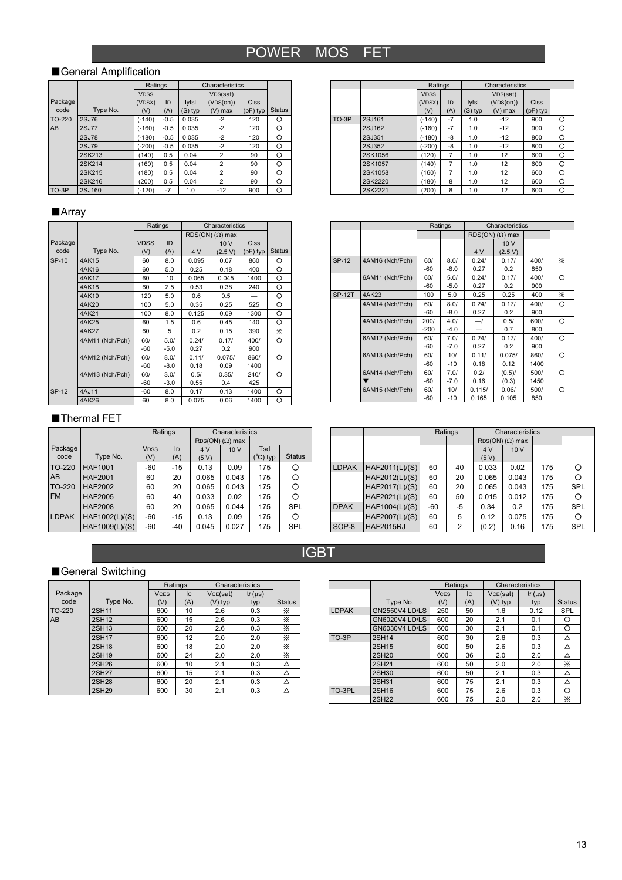# POWER MOS FET

## ■General Amplification

| Package code | Type No. | Ratings | | Characteristics | | | Status |
|---|---|---|---|---|---|---|---|
| | | VDSS (VDSX) (V) | ID (A) | \|yfs\| (S) typ | VDS(sat) (VDS(on)) (V) max | Ciss (pF) typ | |
| TO-220 AB | 2SJ76 | (-140) | -0.5 | 0.035 | -2 | 120 | ○ |
| | 2SJ77 | (-160) | -0.5 | 0.035 | -2 | 120 | ○ |
| | 2SJ78 | (-180) | -0.5 | 0.035 | -2 | 120 | ○ |
| | 2SJ79 | (-200) | -0.5 | 0.035 | -2 | 120 | ○ |
| | 2SK213 | (140) | 0.5 | 0.04 | 2 | 90 | ○ |
| | 2SK214 | (160) | 0.5 | 0.04 | 2 | 90 | ○ |
| | 2SK215 | (180) | 0.5 | 0.04 | 2 | 90 | ○ |
| | 2SK216 | (200) | 0.5 | 0.04 | 2 | 90 | ○ |
| TO-3P | 2SJ160 | (-120) | -7 | 1.0 | -12 | 900 | ○ |
| TO-3P | 2SJ161 | (-140) | -7 | 1.0 | -12 | 900 | ○ |
| | 2SJ162 | (-160) | -7 | 1.0 | -12 | 900 | ○ |
| | 2SJ351 | (-180) | -8 | 1.0 | -12 | 800 | ○ |
| | 2SJ352 | (-200) | -8 | 1.0 | -12 | 800 | ○ |
| | 2SK1056 | (120) | 7 | 1.0 | 12 | 600 | ○ |
| | 2SK1057 | (140) | 7 | 1.0 | 12 | 600 | ○ |
| | 2SK1058 | (160) | 7 | 1.0 | 12 | 600 | ○ |
| | 2SK2220 | (180) | 8 | 1.0 | 12 | 600 | ○ |
| | 2SK2221 | (200) | 8 | 1.0 | 12 | 600 | ○ |

## ■Array

| Package code | Type No. | Ratings | | Characteristics | | | Status |
|---|---|---|---|---|---|---|---|
| | | VDSS (V) | ID (A) | RDS(ON) (Ω) max 4 V | 10 V (2.5 V) | Ciss (pF) typ | |
| SP-10 | 4AK15 | 60 | 8.0 | 0.095 | 0.07 | 860 | ○ |
| | 4AK16 | 60 | 5.0 | 0.25 | 0.18 | 400 | ○ |
| | 4AK17 | 60 | 10 | 0.065 | 0.045 | 1400 | ○ |
| | 4AK18 | 60 | 2.5 | 0.53 | 0.38 | 240 | ○ |
| | 4AK19 | 120 | 5.0 | 0.6 | 0.5 | — | ○ |
| | 4AK20 | 100 | 5.0 | 0.35 | 0.25 | 525 | ○ |
| | 4AK21 | 100 | 8.0 | 0.125 | 0.09 | 1300 | ○ |
| | 4AK25 | 60 | 1.5 | 0.6 | 0.45 | 140 | ○ |
| | 4AK27 | 60 | 5 | 0.2 | 0.15 | 390 | ※ |
| | 4AM11 (Nch/Pch) | 60/ -60 | 5.0/ -5.0 | 0.24/ 0.27 | 0.17/ 0.2 | 400/ 900 | ○ |
| | 4AM12 (Nch/Pch) | 60/ -60 | 8.0/ -8.0 | 0.11/ 0.18 | 0.075/ 0.09 | 860/ 1400 | ○ |
| | 4AM13 (Nch/Pch) | 60/ -60 | 3.0/ -3.0 | 0.5/ 0.55 | 0.35/ 0.4 | 240/ 425 | ○ |
| SP-12 | 4AJ11 | -60 | 8.0 | 0.17 | 0.13 | 1400 | ○ |
| | 4AK26 | 60 | 8.0 | 0.075 | 0.06 | 1400 | ○ |
| SP-12 | 4AM16 (Nch/Pch) | 60/ -60 | 8.0/ -8.0 | 0.24/ 0.27 | 0.17/ 0.2 | 400/ 850 | ※ |
| | 6AM11 (Nch/Pch) | 60/ -60 | 5.0/ -5.0 | 0.24/ 0.27 | 0.17/ 0.2 | 400/ 900 | ○ |
| SP-12T | 4AK23 | 100 | 5.0 | 0.25 | 0.25 | 400 | ※ |
| | 4AM14 (Nch/Pch) | 60/ -60 | 8.0/ -8.0 | 0.24/ 0.27 | 0.17/ 0.2 | 400/ 900 | ○ |
| | 4AM15 (Nch/Pch) | 200/ -200 | 4.0/ -4.0 | —/ — | 0.5/ 0.7 | 600/ 800 | ○ |
| | 6AM12 (Nch/Pch) | 60/ -60 | 7.0/ -7.0 | 0.24/ 0.27 | 0.17/ 0.2 | 400/ 900 | ○ |
| | 6AM13 (Nch/Pch) | 60/ -60 | 10/ -10 | 0.11/ 0.18 | 0.075/ 0.12 | 860/ 1400 | ○ |
| | 6AM14 (Nch/Pch) ▼ | 60/ -60 | 7.0/ -7.0 | 0.2/ 0.16 | (0.5)/ (0.3) | 500/ 1450 | ○ |
| | 6AM15 (Nch/Pch) | 60/ -60 | 10/ -10 | 0.115/ 0.165 | 0.06/ 0.105 | 500/ 850 | ○ |

## ■Thermal FET

| Package code | Type No. | Ratings | | Characteristics | | | Status |
|---|---|---|---|---|---|---|---|
| | | VDSS (V) | ID (A) | RDS(ON) (Ω) max 4 V (5 V) | 10 V | Tsd (°C) typ | |
| TO-220 AB | HAF1001 | -60 | -15 | 0.13 | 0.09 | 175 | ○ |
| | HAF2001 | 60 | 20 | 0.065 | 0.043 | 175 | ○ |
| TO-220 FM | HAF2002 | 60 | 20 | 0.065 | 0.043 | 175 | ○ |
| | HAF2005 | 60 | 40 | 0.033 | 0.02 | 175 | ○ |
| | HAF2008 | 60 | 20 | 0.065 | 0.044 | 175 | SPL |
| LDPAK | HAF1002(L)/(S) | -60 | -15 | 0.13 | 0.09 | 175 | ○ |
| | HAF1009(L)/(S) | -60 | -40 | 0.045 | 0.027 | 175 | SPL |
| LDPAK | HAF2011(L)/(S) | 60 | 40 | 0.033 | 0.02 | 175 | ○ |
| | HAF2012(L)/(S) | 60 | 20 | 0.065 | 0.043 | 175 | ○ |
| | HAF2017(L)/(S) | 60 | 20 | 0.065 | 0.043 | 175 | SPL |
| | HAF2021(L)/(S) | 60 | 50 | 0.015 | 0.012 | 175 | ○ |
| DPAK | HAF1004(L)/(S) | -60 | -5 | 0.34 | 0.2 | 175 | SPL |
| | HAF2007(L)/(S) | 60 | 5 | 0.12 | 0.075 | 175 | ○ |
| SOP-8 | HAF2015RJ | 60 | 2 | (0.2) | 0.16 | 175 | SPL |

# IGBT

## ■General Switching

| Package code | Type No. | Ratings | | Characteristics | | Status |
|---|---|---|---|---|---|---|
| | | VCES (V) | IC (A) | VCE(sat) (V) typ | tf (μs) typ | |
| TO-220 AB | 2SH11 | 600 | 10 | 2.6 | 0.3 | ※ |
| | 2SH12 | 600 | 15 | 2.6 | 0.3 | ※ |
| | 2SH13 | 600 | 20 | 2.6 | 0.3 | ※ |
| | 2SH17 | 600 | 12 | 2.0 | 2.0 | ※ |
| | 2SH18 | 600 | 18 | 2.0 | 2.0 | ※ |
| | 2SH19 | 600 | 24 | 2.0 | 2.0 | ※ |
| | 2SH26 | 600 | 10 | 2.1 | 0.3 | △ |
| | 2SH27 | 600 | 15 | 2.1 | 0.3 | △ |
| | 2SH28 | 600 | 20 | 2.1 | 0.3 | △ |
| | 2SH29 | 600 | 30 | 2.1 | 0.3 | △ |
| LDPAK | GN2550V4 LD/LS | 250 | 50 | 1.6 | 0.12 | SPL |
| | GN6020V4 LD/LS | 600 | 20 | 2.1 | 0.1 | ○ |
| | GN6030V4 LD/LS | 600 | 30 | 2.1 | 0.1 | ○ |
| TO-3P | 2SH14 | 600 | 30 | 2.6 | 0.3 | △ |
| | 2SH15 | 600 | 50 | 2.6 | 0.3 | △ |
| | 2SH20 | 600 | 36 | 2.0 | 2.0 | △ |
| | 2SH21 | 600 | 50 | 2.0 | 2.0 | ※ |
| | 2SH30 | 600 | 50 | 2.1 | 0.3 | △ |
| | 2SH31 | 600 | 75 | 2.1 | 0.3 | △ |
| TO-3PL | 2SH16 | 600 | 75 | 2.6 | 0.3 | ○ |
| | 2SH22 | 600 | 75 | 2.0 | 2.0 | ※ |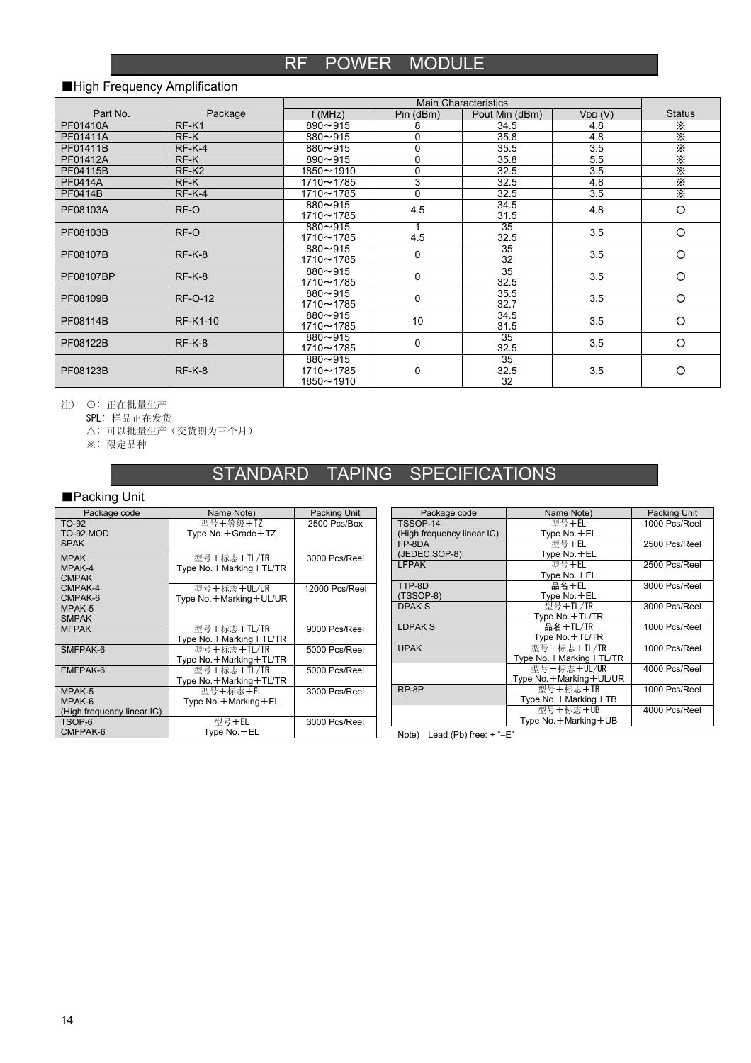# RF POWER MODULE

■High Frequency Amplification

| Part No. | Package | Main Characteristics | | | | Status |
|---|---|---|---|---|---|---|
| | | f (MHz) | Pin (dBm) | Pout Min (dBm) | $V_{DD}$ (V) | |
| PF01410A | RF-K1 | 890～915 | 8 | 34.5 | 4.8 | ※ |
| PF01411A | RF-K | 880～915 | 0 | 35.8 | 4.8 | ※ |
| PF01411B | RF-K-4 | 880～915 | 0 | 35.5 | 3.5 | ※ |
| PF01412A | RF-K | 890～915 | 0 | 35.8 | 5.5 | ※ |
| PF04115B | RF-K2 | 1850～1910 | 0 | 32.5 | 3.5 | ※ |
| PF0414A | RF-K | 1710～1785 | 3 | 32.5 | 4.8 | ※ |
| PF0414B | RF-K-4 | 1710～1785 | 0 | 32.5 | 3.5 | ※ |
| PF08103A | RF-O | 880～915<br>1710～1785 | 4.5 | 34.5<br>31.5 | 4.8 | ○ |
| PF08103B | RF-O | 880～915<br>1710～1785 | 1<br>4.5 | 35<br>32.5 | 3.5 | ○ |
| PF08107B | RF-K-8 | 880～915<br>1710～1785 | 0 | 35<br>32 | 3.5 | ○ |
| PF08107BP | RF-K-8 | 880～915<br>1710～1785 | 0 | 35<br>32.5 | 3.5 | ○ |
| PF08109B | RF-O-12 | 880～915<br>1710～1785 | 0 | 35.5<br>32.7 | 3.5 | ○ |
| PF08114B | RF-K1-10 | 880～915<br>1710～1785 | 10 | 34.5<br>31.5 | 3.5 | ○ |
| PF08122B | RF-K-8 | 880～915<br>1710～1785 | 0 | 35<br>32.5 | 3.5 | ○ |
| PF08123B | RF-K-8 | 880～915<br>1710～1785<br>1850～1910 | 0 | 35<br>32.5<br>32 | 3.5 | ○ |

注） ○：正在批量生产
SPL：样品正在发货
△：可以批量生产（交货期为三个月）
※：限定品种

# STANDARD TAPING SPECIFICATIONS

■Packing Unit

| Package code | Name Note) | Packing Unit |
|---|---|---|
| TO-92<br>TO-92 MOD<br>SPAK | 型号＋等级＋TZ<br>Type No.＋Grade＋TZ | 2500 Pcs/Box |
| MPAK<br>MPAK-4<br>CMPAK | 型号＋标志＋TL/TR<br>Type No.＋Marking＋TL/TR | 3000 Pcs/Reel |
| CMPAK-4<br>CMPAK-6<br>MPAK-5<br>SMPAK | 型号＋标志＋UL/UR<br>Type No.＋Marking＋UL/UR | 12000 Pcs/Reel |
| MFPAK | 型号＋标志＋TL/TR<br>Type No.＋Marking＋TL/TR | 9000 Pcs/Reel |
| SMFPAK-6 | 型号＋标志＋TL/TR<br>Type No.＋Marking＋TL/TR | 5000 Pcs/Reel |
| EMFPAK-6 | 型号＋标志＋TL/TR<br>Type No.＋Marking＋TL/TR | 5000 Pcs/Reel |
| MPAK-5<br>MPAK-6<br>(High frequency linear IC) | 型号＋标志＋EL<br>Type No.＋Marking＋EL | 3000 Pcs/Reel |
| TSOP-6<br>CMFPAK-6 | 型号＋EL<br>Type No.＋EL | 3000 Pcs/Reel |

| Package code | Name Note) | Packing Unit |
|---|---|---|
| TSSOP-14<br>(High frequency linear IC) | 型号＋EL<br>Type No.＋EL | 1000 Pcs/Reel |
| FP-8DA<br>(JEDEC,SOP-8) | 型号＋EL<br>Type No.＋EL | 2500 Pcs/Reel |
| LFPAK | 型号＋EL<br>Type No.＋EL | 2500 Pcs/Reel |
| TTP-8D<br>(TSSOP-8) | 品名＋EL<br>Type No.＋EL | 3000 Pcs/Reel |
| DPAK S | 型号＋TL/TR<br>Type No.＋TL/TR | 3000 Pcs/Reel |
| LDPAK S | 品名＋TL/TR<br>Type No.＋TL/TR | 1000 Pcs/Reel |
| UPAK | 型号＋标志＋TL/TR<br>Type No.＋Marking＋TL/TR | 1000 Pcs/Reel |
| | 型号＋标志＋UL/UR<br>Type No.＋Marking＋UL/UR | 4000 Pcs/Reel |
| RP-8P | 型号＋标志＋TB<br>Type No.＋Marking＋TB | 1000 Pcs/Reel |
| | 型号＋标志＋UB<br>Type No.＋Marking＋UB | 4000 Pcs/Reel |

Note) Lead (Pb) free: + "–E"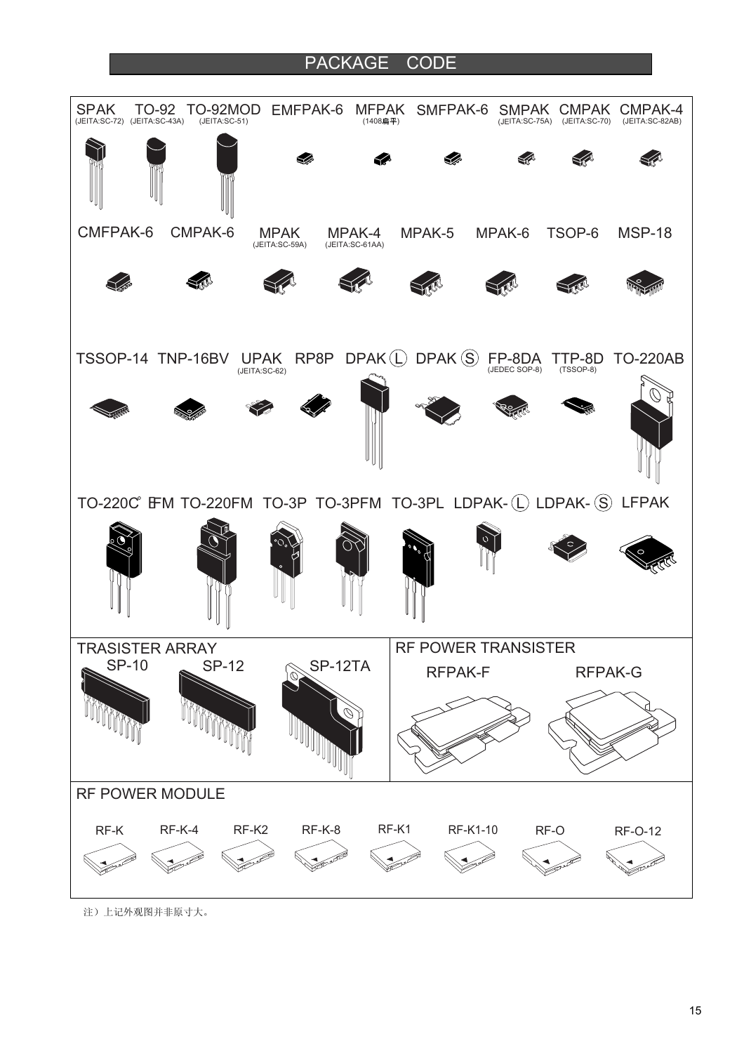# PACKAGE CODE

SPAK (JEITA:SC-72)
TO-92 (JEITA:SC-43A)
TO-92MOD (JEITA:SC-51)
EMFPAK-6
MFPAK (1408扁平)
SMFPAK-6
SMPAK (JEITA:SC-75A)
CMPAK (JEITA:SC-70)
CMPAK-4 (JEITA:SC-82AB)

CMFPAK-6
CMPAK-6
MPAK (JEITA:SC-59A)
MPAK-4 (JEITA:SC-61AA)
MPAK-5
MPAK-6
TSOP-6
MSP-18

TSSOP-14
TNP-16BV
UPAK (JEITA:SC-62)
RP8P
DPAK (L)
DPAK (S)
FP-8DA (JEDEC SOP-8)
TTP-8D (TSSOP-8)
TO-220AB

TO-220CFM
TO-220FM
TO-3P
TO-3PFM
TO-3PL
LDPAK-(L)
LDPAK-(S)
LFPAK

## TRASISTER ARRAY

SP-10
SP-12
SP-12TA

## RF POWER TRANSISTER

RFPAK-F
RFPAK-G

## RF POWER MODULE

RF-K
RF-K-4
RF-K2
RF-K-8
RF-K1
RF-K1-10
RF-O
RF-O-12

注）上记外观图并非原寸大。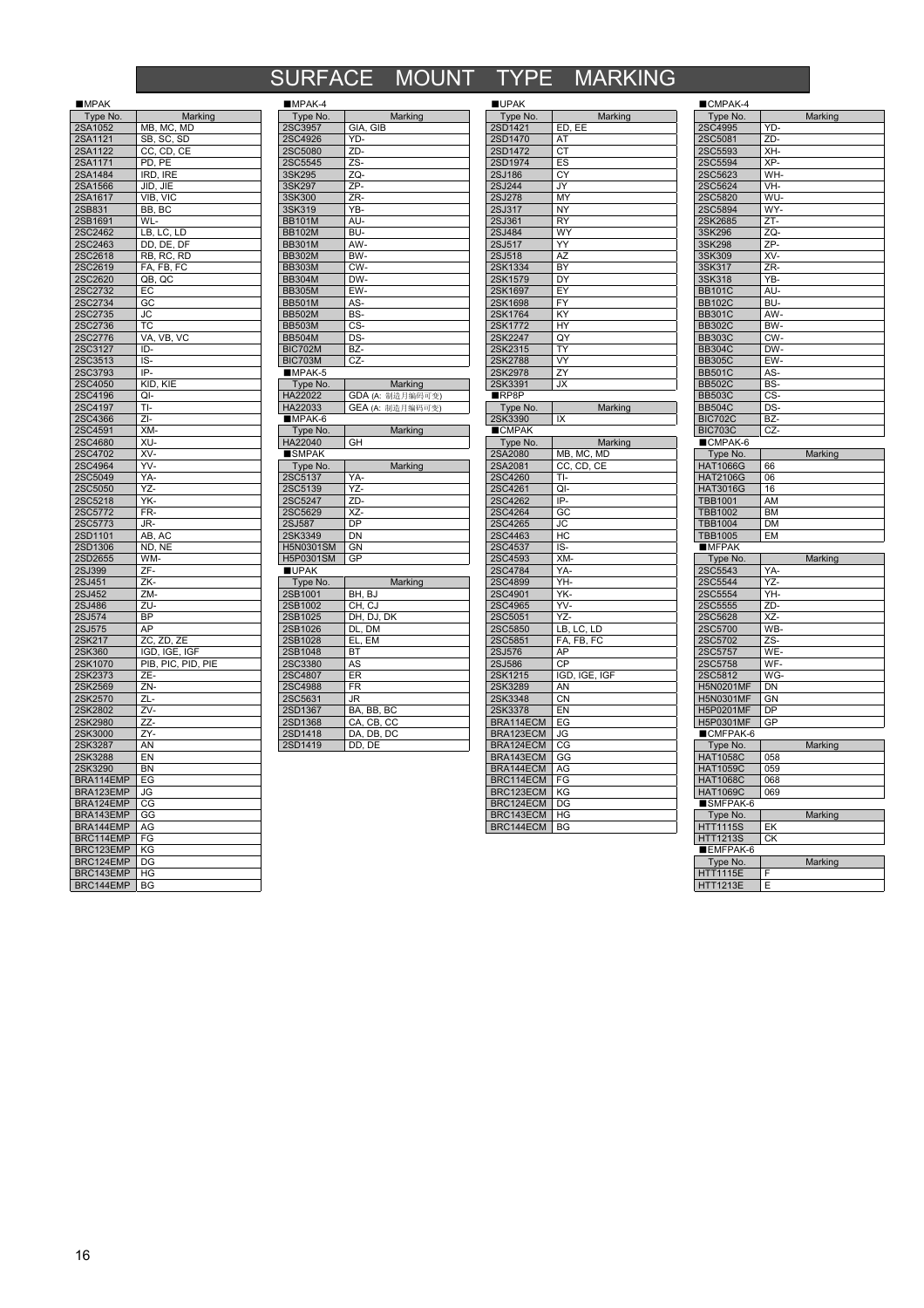# SURFACE MOUNT TYPE MARKING

■MPAK

| Type No. | Marking |
|---|---|
| 2SA1052 | MB, MC, MD |
| 2SA1121 | SB, SC, SD |
| 2SA1122 | CC, CD, CE |
| 2SA1171 | PD, PE |
| 2SA1484 | IRD, IRE |
| 2SA1566 | JID, JIE |
| 2SA1617 | VIB, VIC |
| 2SB831 | BB, BC |
| 2SB1691 | WL- |
| 2SC2462 | LB, LC, LD |
| 2SC2463 | DD, DE, DF |
| 2SC2618 | RB, RC, RD |
| 2SC2619 | FA, FB, FC |
| 2SC2620 | QB, QC |
| 2SC2732 | EC |
| 2SC2734 | GC |
| 2SC2735 | JC |
| 2SC2736 | TC |
| 2SC2776 | VA, VB, VC |
| 2SC3127 | ID- |
| 2SC3513 | IS- |
| 2SC3793 | IP- |
| 2SC4050 | KID, KIE |
| 2SC4196 | QI- |
| 2SC4197 | TI- |
| 2SC4366 | ZI- |
| 2SC4591 | XM- |
| 2SC4680 | XU- |
| 2SC4702 | XV- |
| 2SC4964 | YV- |
| 2SC5049 | YA- |
| 2SC5050 | YZ- |
| 2SC5218 | YK- |
| 2SC5772 | FR- |
| 2SC5773 | JR- |
| 2SD1101 | AB, AC |
| 2SD1306 | ND, NE |
| 2SD2655 | WM- |
| 2SJ399 | ZF- |
| 2SJ451 | ZK- |
| 2SJ452 | ZM- |
| 2SJ486 | ZU- |
| 2SJ574 | BP |
| 2SJ575 | AP |
| 2SK217 | ZC, ZD, ZE |
| 2SK360 | IGD, IGE, IGF |
| 2SK1070 | PIB, PIC, PID, PIE |
| 2SK2373 | ZE- |
| 2SK2569 | ZN- |
| 2SK2570 | ZL- |
| 2SK2802 | ZV- |
| 2SK2980 | ZZ- |
| 2SK3000 | ZY- |
| 2SK3287 | AN |
| 2SK3288 | EN |
| 2SK3290 | BN |
| BRA114EMP | EG |
| BRA123EMP | JG |
| BRA124EMP | CG |
| BRA143EMP | GG |
| BRA144EMP | AG |
| BRC114EMP | FG |
| BRC123EMP | KG |
| BRC124EMP | DG |
| BRC143EMP | HG |
| BRC144EMP | BG |

■MPAK-4

| Type No. | Marking |
|---|---|
| 2SC3957 | GIA, GIB |
| 2SC4926 | YD- |
| 2SC5080 | ZD- |
| 2SC5545 | ZS- |
| 3SK295 | ZQ- |
| 3SK297 | ZP- |
| 3SK300 | ZR- |
| 3SK319 | YB- |
| BB101M | AU- |
| BB102M | BU- |
| BB301M | AW- |
| BB302M | BW- |
| BB303M | CW- |
| BB304M | DW- |
| BB305M | EW- |
| BB501M | AS- |
| BB502M | BS- |
| BB503M | CS- |
| BB504M | DS- |
| BIC702M | BZ- |
| BIC703M | CZ- |

■MPAK-5

| Type No. | Marking |
|---|---|
| HA22022 | GDA (A: 制造月编码可变) |
| HA22033 | GEA (A: 制造月编码可变) |

■MPAK-6

| Type No. | Marking |
|---|---|
| HA22040 | GH |

■SMPAK

| Type No. | Marking |
|---|---|
| 2SC5137 | YA- |
| 2SC5139 | YZ- |
| 2SC5247 | ZD- |
| 2SC5629 | XZ- |
| 2SJ587 | DP |
| 2SK3349 | DN |
| H5N0301SM | GN |
| H5P0301SM | GP |

■UPAK

| Type No. | Marking |
|---|---|
| 2SB1001 | BH, BJ |
| 2SB1002 | CH, CJ |
| 2SB1025 | DH, DJ, DK |
| 2SB1026 | DL, DM |
| 2SB1028 | EL, EM |
| 2SB1048 | BT |
| 2SC3380 | AS |
| 2SC4807 | ER |
| 2SC4988 | FR |
| 2SC5631 | JR |
| 2SD1367 | BA, BB, BC |
| 2SD1368 | CA, CB, CC |
| 2SD1418 | DA, DB, DC |
| 2SD1419 | DD, DE |

■UPAK

| Type No. | Marking |
|---|---|
| 2SD1421 | ED, EE |
| 2SD1470 | AT |
| 2SD1472 | CT |
| 2SD1974 | ES |
| 2SJ186 | CY |
| 2SJ244 | JY |
| 2SJ278 | MY |
| 2SJ317 | NY |
| 2SJ361 | RY |
| 2SJ484 | WY |
| 2SJ517 | YY |
| 2SJ518 | AZ |
| 2SK1334 | BY |
| 2SK1579 | DY |
| 2SK1697 | EY |
| 2SK1698 | FY |
| 2SK1764 | KY |
| 2SK1772 | HY |
| 2SK2247 | QY |
| 2SK2315 | TY |
| 2SK2788 | VY |
| 2SK2978 | ZY |
| 2SK3391 | JX |

■RP8P

| Type No. | Marking |
|---|---|
| 2SK3390 | IX |

■CMPAK

| Type No. | Marking |
|---|---|
| 2SA2080 | MB, MC, MD |
| 2SA2081 | CC, CD, CE |
| 2SC4260 | TI- |
| 2SC4261 | QI- |
| 2SC4262 | IP- |
| 2SC4264 | GC |
| 2SC4265 | JC |
| 2SC4463 | HC |
| 2SC4537 | IS- |
| 2SC4593 | XM- |
| 2SC4784 | YA- |
| 2SC4899 | YH- |
| 2SC4901 | YK- |
| 2SC4965 | YV- |
| 2SC5051 | YZ- |
| 2SC5850 | LB, LC, LD |
| 2SC5851 | FA, FB, FC |
| 2SJ576 | AP |
| 2SJ586 | CP |
| 2SK1215 | IGD, IGE, IGF |
| 2SK3289 | AN |
| 2SK3348 | CN |
| 2SK3378 | EN |
| BRA114ECM | EG |
| BRA123ECM | JG |
| BRA124ECM | CG |
| BRA143ECM | GG |
| BRA144ECM | AG |
| BRC114ECM | FG |
| BRC123ECM | KG |
| BRC124ECM | DG |
| BRC143ECM | HG |
| BRC144ECM | BG |

■CMPAK-4

| Type No. | Marking |
|---|---|
| 2SC4995 | YD- |
| 2SC5081 | ZD- |
| 2SC5593 | XH- |
| 2SC5594 | XP- |
| 2SC5623 | WH- |
| 2SC5624 | VH- |
| 2SC5820 | WU- |
| 2SC5894 | WY- |
| 2SK2685 | ZT- |
| 3SK296 | ZQ- |
| 3SK298 | ZP- |
| 3SK309 | XV- |
| 3SK317 | ZR- |
| 3SK318 | YB- |
| BB101C | AU- |
| BB102C | BU- |
| BB301C | AW- |
| BB302C | BW- |
| BB303C | CW- |
| BB304C | DW- |
| BB305C | EW- |
| BB501C | AS- |
| BB502C | BS- |
| BB503C | CS- |
| BB504C | DS- |
| BIC702C | BZ- |
| BIC703C | CZ- |

■CMPAK-6

| Type No. | Marking |
|---|---|
| HAT1066G | 66 |
| HAT2106G | 06 |
| HAT3016G | 16 |
| TBB1001 | AM |
| TBB1002 | BM |
| TBB1004 | DM |
| TBB1005 | EM |

■MFPAK

| Type No. | Marking |
|---|---|
| 2SC5543 | YA- |
| 2SC5544 | YZ- |
| 2SC5554 | YH- |
| 2SC5555 | ZD- |
| 2SC5628 | XZ- |
| 2SC5700 | WB- |
| 2SC5702 | ZS- |
| 2SC5757 | WE- |
| 2SC5758 | WF- |
| 2SC5812 | WG- |
| H5N0201MF | DN |
| H5N0301MF | GN |
| H5P0201MF | DP |
| H5P0301MF | GP |

■CMFPAK-6

| Type No. | Marking |
|---|---|
| HAT1058C | 058 |
| HAT1059C | 059 |
| HAT1068C | 068 |
| HAT1069C | 069 |

■SMFPAK-6

| Type No. | Marking |
|---|---|
| HTT1115S | EK |
| HTT1213S | CK |

■EMFPAK-6

| Type No. | Marking |
|---|---|
| HTT1115E | F |
| HTT1213E | E |